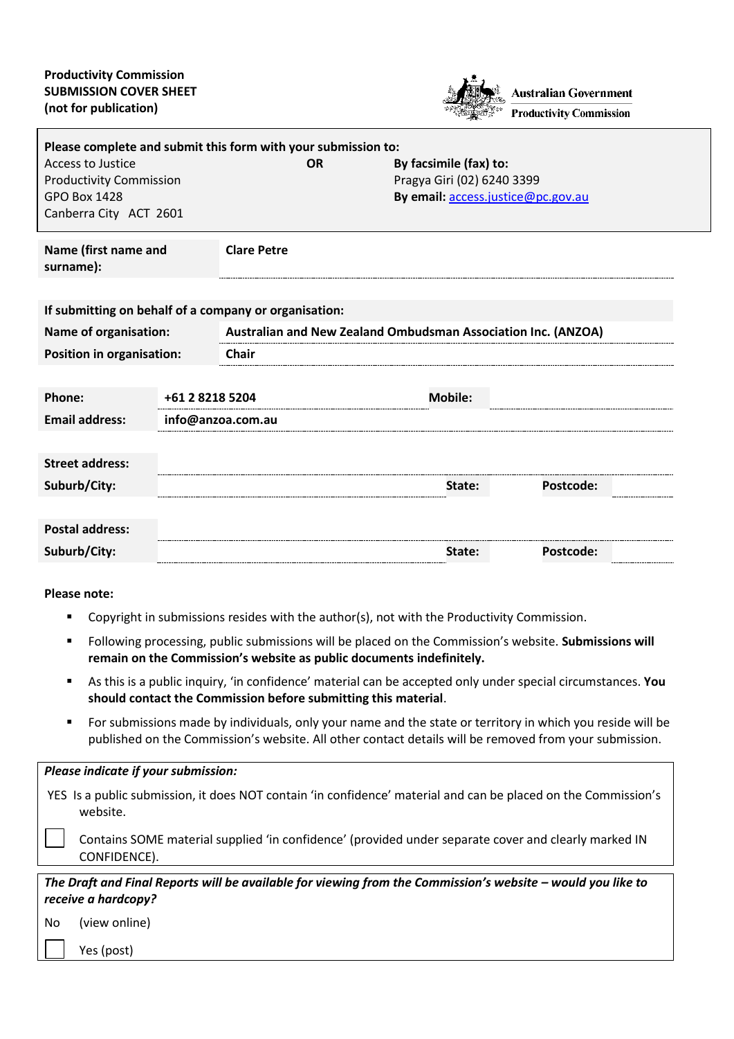**Productivity Commission**
**SUBMISSION COVER SHEET**
**(not for publication)**

Australian Government
Productivity Commission

**Please complete and submit this form with your submission to:**

| Access to Justice<br>Productivity Commission<br>GPO Box 1428<br>Canberra City ACT 2601 | **OR** | **By facsimile (fax) to:**<br>Pragya Giri (02) 6240 3399<br>**By email:** access.justice@pc.gov.au |
|---|---|---|

| **Name (first name and surname):** | **Clare Petre** |
|---|---|

| **If submitting on behalf of a company or organisation:** | |
|---|---|
| **Name of organisation:** | **Australian and New Zealand Ombudsman Association Inc. (ANZOA)** |
| **Position in organisation:** | **Chair** |

| **Phone:** | **+61 2 8218 5204** | **Mobile:** | |
|---|---|---|---|
| **Email address:** | **info@anzoa.com.au** | | |

| **Street address:** | | | | | |
|---|---|---|---|---|---|
| **Suburb/City:** | | **State:** | | **Postcode:** | |

| **Postal address:** | | | | | |
|---|---|---|---|---|---|
| **Suburb/City:** | | **State:** | | **Postcode:** | |

**Please note:**

- Copyright in submissions resides with the author(s), not with the Productivity Commission.
- Following processing, public submissions will be placed on the Commission's website. **Submissions will remain on the Commission's website as public documents indefinitely.**
- As this is a public inquiry, 'in confidence' material can be accepted only under special circumstances. **You should contact the Commission before submitting this material**.
- For submissions made by individuals, only your name and the state or territory in which you reside will be published on the Commission's website. All other contact details will be removed from your submission.

***Please indicate if your submission:***

YES Is a public submission, it does NOT contain 'in confidence' material and can be placed on the Commission's website.

☐ Contains SOME material supplied 'in confidence' (provided under separate cover and clearly marked IN CONFIDENCE).

***The Draft and Final Reports will be available for viewing from the Commission's website – would you like to receive a hardcopy?***

No (view online)

☐ Yes (post)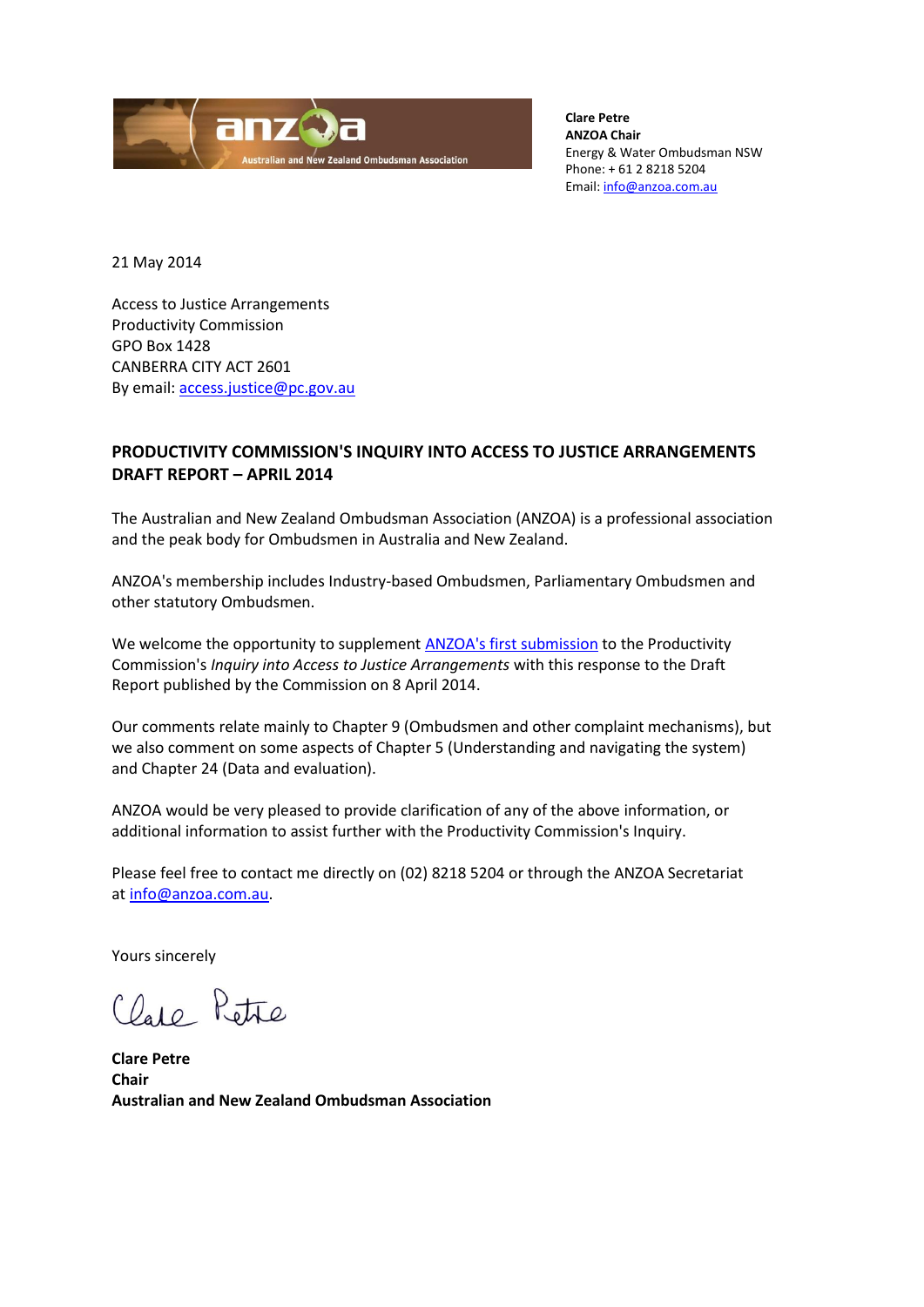**Clare Petre**
**ANZOA Chair**
Energy & Water Ombudsman NSW
Phone: + 61 2 8218 5204
Email: info@anzoa.com.au

21 May 2014

Access to Justice Arrangements
Productivity Commission
GPO Box 1428
CANBERRA CITY ACT 2601
By email: access.justice@pc.gov.au

**PRODUCTIVITY COMMISSION'S INQUIRY INTO ACCESS TO JUSTICE ARRANGEMENTS DRAFT REPORT – APRIL 2014**

The Australian and New Zealand Ombudsman Association (ANZOA) is a professional association and the peak body for Ombudsmen in Australia and New Zealand.

ANZOA's membership includes Industry-based Ombudsmen, Parliamentary Ombudsmen and other statutory Ombudsmen.

We welcome the opportunity to supplement ANZOA's first submission to the Productivity Commission's *Inquiry into Access to Justice Arrangements* with this response to the Draft Report published by the Commission on 8 April 2014.

Our comments relate mainly to Chapter 9 (Ombudsmen and other complaint mechanisms), but we also comment on some aspects of Chapter 5 (Understanding and navigating the system) and Chapter 24 (Data and evaluation).

ANZOA would be very pleased to provide clarification of any of the above information, or additional information to assist further with the Productivity Commission's Inquiry.

Please feel free to contact me directly on (02) 8218 5204 or through the ANZOA Secretariat at info@anzoa.com.au.

Yours sincerely

Clare Petre

**Clare Petre**
**Chair**
**Australian and New Zealand Ombudsman Association**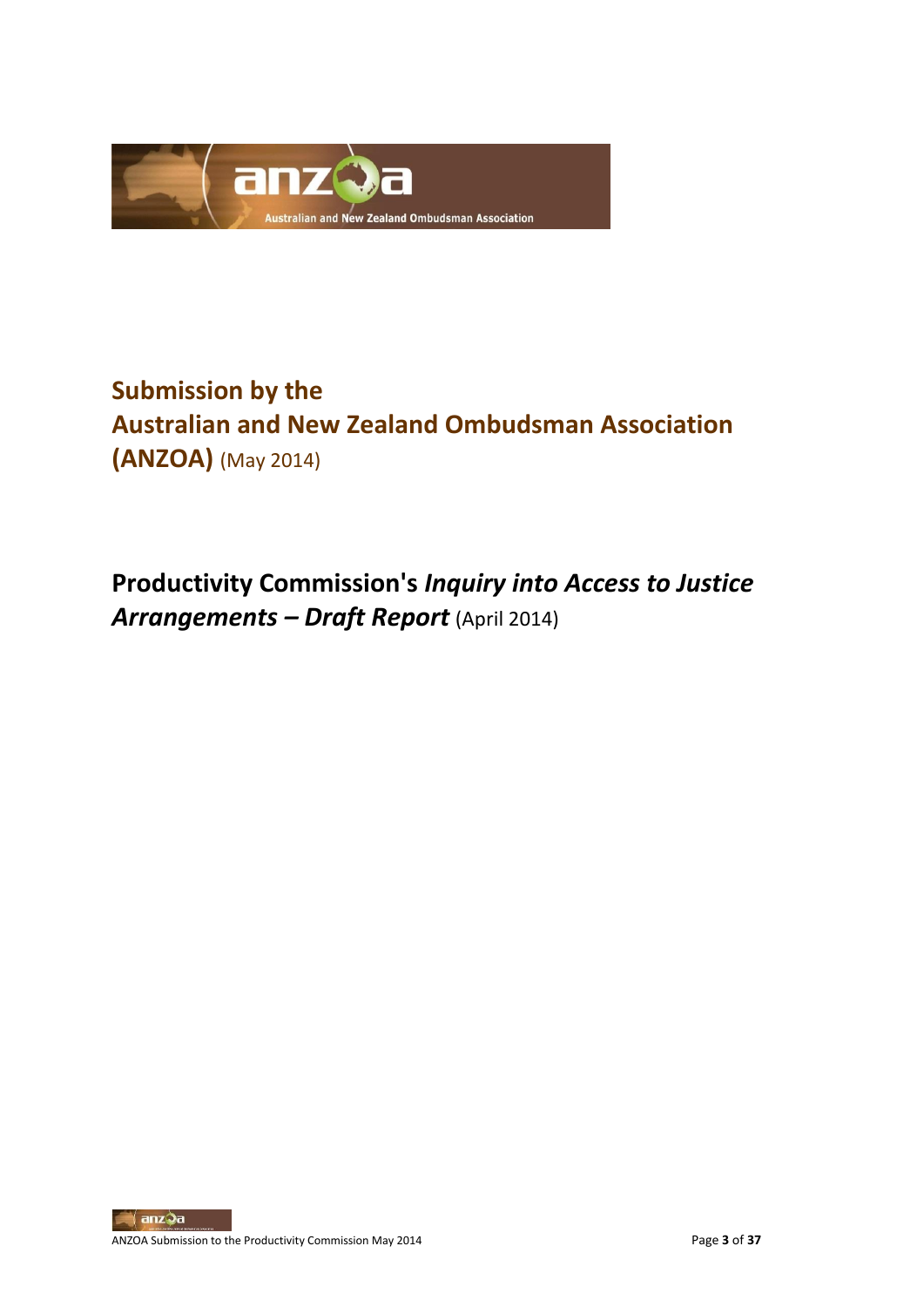# Submission by the Australian and New Zealand Ombudsman Association (ANZOA) (May 2014)

## Productivity Commission's *Inquiry into Access to Justice Arrangements – Draft Report* (April 2014)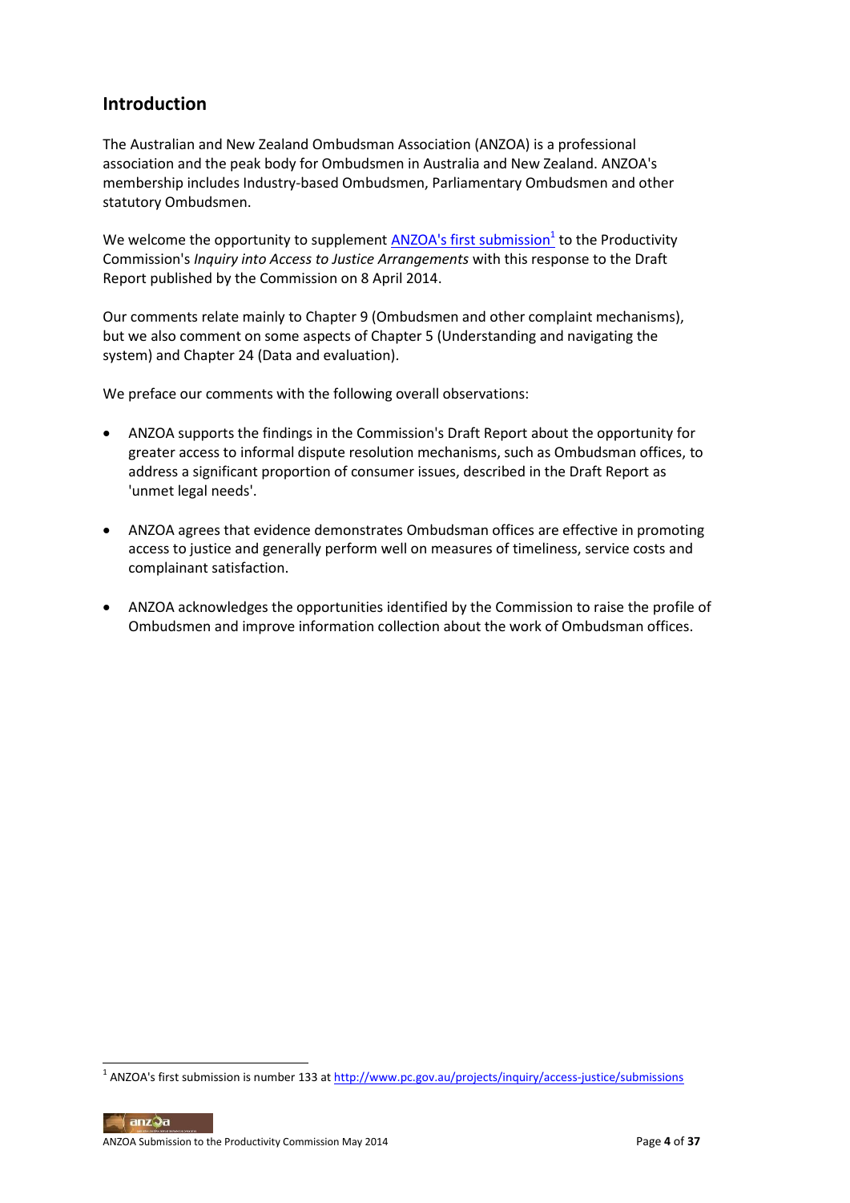## Introduction

The Australian and New Zealand Ombudsman Association (ANZOA) is a professional association and the peak body for Ombudsmen in Australia and New Zealand. ANZOA's membership includes Industry-based Ombudsmen, Parliamentary Ombudsmen and other statutory Ombudsmen.

We welcome the opportunity to supplement ANZOA's first submission[1] to the Productivity Commission's *Inquiry into Access to Justice Arrangements* with this response to the Draft Report published by the Commission on 8 April 2014.

Our comments relate mainly to Chapter 9 (Ombudsmen and other complaint mechanisms), but we also comment on some aspects of Chapter 5 (Understanding and navigating the system) and Chapter 24 (Data and evaluation).

We preface our comments with the following overall observations:

- ANZOA supports the findings in the Commission's Draft Report about the opportunity for greater access to informal dispute resolution mechanisms, such as Ombudsman offices, to address a significant proportion of consumer issues, described in the Draft Report as 'unmet legal needs'.
- ANZOA agrees that evidence demonstrates Ombudsman offices are effective in promoting access to justice and generally perform well on measures of timeliness, service costs and complainant satisfaction.
- ANZOA acknowledges the opportunities identified by the Commission to raise the profile of Ombudsmen and improve information collection about the work of Ombudsman offices.

[1] ANZOA's first submission is number 133 at http://www.pc.gov.au/projects/inquiry/access-justice/submissions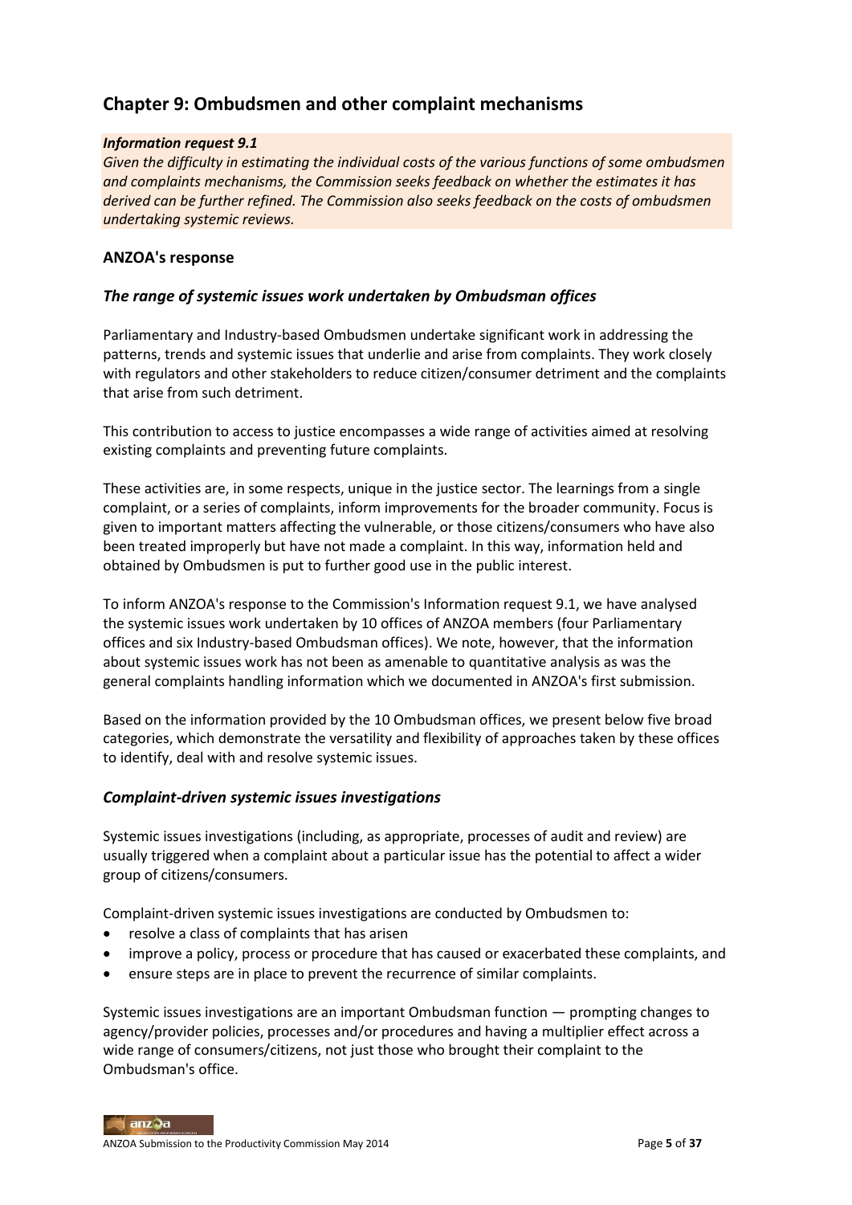## Chapter 9: Ombudsmen and other complaint mechanisms

***Information request 9.1***

*Given the difficulty in estimating the individual costs of the various functions of some ombudsmen and complaints mechanisms, the Commission seeks feedback on whether the estimates it has derived can be further refined. The Commission also seeks feedback on the costs of ombudsmen undertaking systemic reviews.*

### ANZOA's response

### *The range of systemic issues work undertaken by Ombudsman offices*

Parliamentary and Industry-based Ombudsmen undertake significant work in addressing the patterns, trends and systemic issues that underlie and arise from complaints. They work closely with regulators and other stakeholders to reduce citizen/consumer detriment and the complaints that arise from such detriment.

This contribution to access to justice encompasses a wide range of activities aimed at resolving existing complaints and preventing future complaints.

These activities are, in some respects, unique in the justice sector. The learnings from a single complaint, or a series of complaints, inform improvements for the broader community. Focus is given to important matters affecting the vulnerable, or those citizens/consumers who have also been treated improperly but have not made a complaint. In this way, information held and obtained by Ombudsmen is put to further good use in the public interest.

To inform ANZOA's response to the Commission's Information request 9.1, we have analysed the systemic issues work undertaken by 10 offices of ANZOA members (four Parliamentary offices and six Industry-based Ombudsman offices). We note, however, that the information about systemic issues work has not been as amenable to quantitative analysis as was the general complaints handling information which we documented in ANZOA's first submission.

Based on the information provided by the 10 Ombudsman offices, we present below five broad categories, which demonstrate the versatility and flexibility of approaches taken by these offices to identify, deal with and resolve systemic issues.

### *Complaint-driven systemic issues investigations*

Systemic issues investigations (including, as appropriate, processes of audit and review) are usually triggered when a complaint about a particular issue has the potential to affect a wider group of citizens/consumers.

Complaint-driven systemic issues investigations are conducted by Ombudsmen to:

- resolve a class of complaints that has arisen
- improve a policy, process or procedure that has caused or exacerbated these complaints, and
- ensure steps are in place to prevent the recurrence of similar complaints.

Systemic issues investigations are an important Ombudsman function — prompting changes to agency/provider policies, processes and/or procedures and having a multiplier effect across a wide range of consumers/citizens, not just those who brought their complaint to the Ombudsman's office.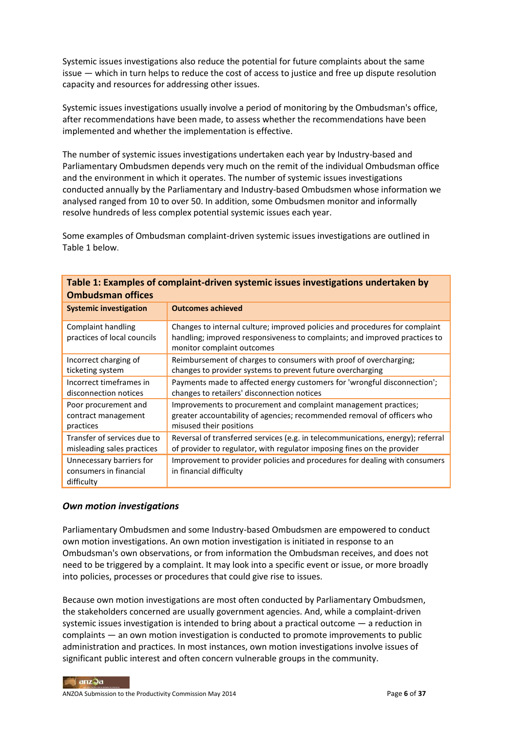Systemic issues investigations also reduce the potential for future complaints about the same issue — which in turn helps to reduce the cost of access to justice and free up dispute resolution capacity and resources for addressing other issues.

Systemic issues investigations usually involve a period of monitoring by the Ombudsman's office, after recommendations have been made, to assess whether the recommendations have been implemented and whether the implementation is effective.

The number of systemic issues investigations undertaken each year by Industry-based and Parliamentary Ombudsmen depends very much on the remit of the individual Ombudsman office and the environment in which it operates. The number of systemic issues investigations conducted annually by the Parliamentary and Industry-based Ombudsmen whose information we analysed ranged from 10 to over 50. In addition, some Ombudsmen monitor and informally resolve hundreds of less complex potential systemic issues each year.

Some examples of Ombudsman complaint-driven systemic issues investigations are outlined in Table 1 below.

**Table 1: Examples of complaint-driven systemic issues investigations undertaken by Ombudsman offices**

| Systemic investigation | Outcomes achieved |
|---|---|
| Complaint handling practices of local councils | Changes to internal culture; improved policies and procedures for complaint handling; improved responsiveness to complaints; and improved practices to monitor complaint outcomes |
| Incorrect charging of ticketing system | Reimbursement of charges to consumers with proof of overcharging; changes to provider systems to prevent future overcharging |
| Incorrect timeframes in disconnection notices | Payments made to affected energy customers for 'wrongful disconnection'; changes to retailers' disconnection notices |
| Poor procurement and contract management practices | Improvements to procurement and complaint management practices; greater accountability of agencies; recommended removal of officers who misused their positions |
| Transfer of services due to misleading sales practices | Reversal of transferred services (e.g. in telecommunications, energy); referral of provider to regulator, with regulator imposing fines on the provider |
| Unnecessary barriers for consumers in financial difficulty | Improvement to provider policies and procedures for dealing with consumers in financial difficulty |

### *Own motion investigations*

Parliamentary Ombudsmen and some Industry-based Ombudsmen are empowered to conduct own motion investigations. An own motion investigation is initiated in response to an Ombudsman's own observations, or from information the Ombudsman receives, and does not need to be triggered by a complaint. It may look into a specific event or issue, or more broadly into policies, processes or procedures that could give rise to issues.

Because own motion investigations are most often conducted by Parliamentary Ombudsmen, the stakeholders concerned are usually government agencies. And, while a complaint-driven systemic issues investigation is intended to bring about a practical outcome — a reduction in complaints — an own motion investigation is conducted to promote improvements to public administration and practices. In most instances, own motion investigations involve issues of significant public interest and often concern vulnerable groups in the community.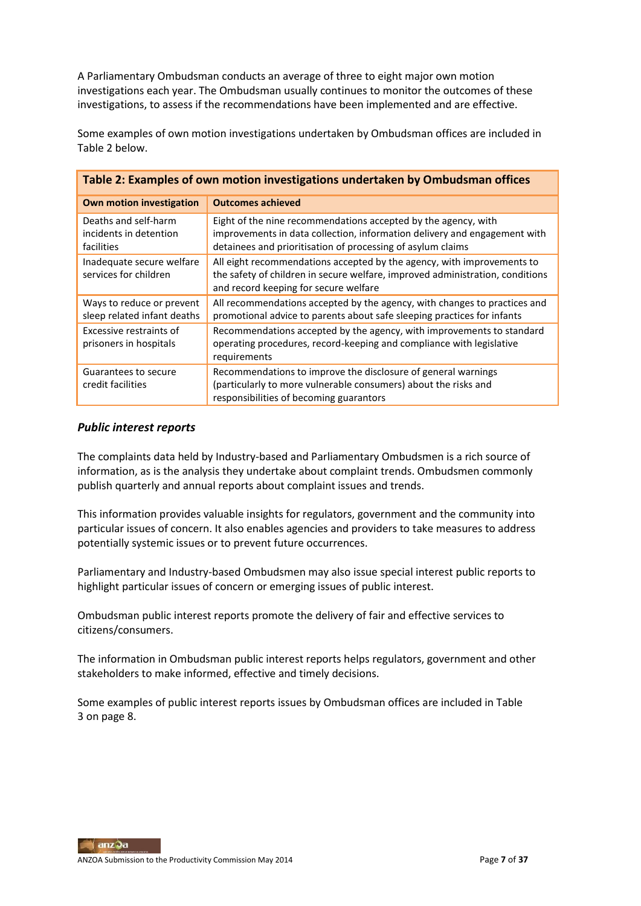A Parliamentary Ombudsman conducts an average of three to eight major own motion investigations each year. The Ombudsman usually continues to monitor the outcomes of these investigations, to assess if the recommendations have been implemented and are effective.

Some examples of own motion investigations undertaken by Ombudsman offices are included in Table 2 below.

**Table 2: Examples of own motion investigations undertaken by Ombudsman offices**

| Own motion investigation | Outcomes achieved |
|---|---|
| Deaths and self-harm incidents in detention facilities | Eight of the nine recommendations accepted by the agency, with improvements in data collection, information delivery and engagement with detainees and prioritisation of processing of asylum claims |
| Inadequate secure welfare services for children | All eight recommendations accepted by the agency, with improvements to the safety of children in secure welfare, improved administration, conditions and record keeping for secure welfare |
| Ways to reduce or prevent sleep related infant deaths | All recommendations accepted by the agency, with changes to practices and promotional advice to parents about safe sleeping practices for infants |
| Excessive restraints of prisoners in hospitals | Recommendations accepted by the agency, with improvements to standard operating procedures, record-keeping and compliance with legislative requirements |
| Guarantees to secure credit facilities | Recommendations to improve the disclosure of general warnings (particularly to more vulnerable consumers) about the risks and responsibilities of becoming guarantors |

### *Public interest reports*

The complaints data held by Industry-based and Parliamentary Ombudsmen is a rich source of information, as is the analysis they undertake about complaint trends. Ombudsmen commonly publish quarterly and annual reports about complaint issues and trends.

This information provides valuable insights for regulators, government and the community into particular issues of concern. It also enables agencies and providers to take measures to address potentially systemic issues or to prevent future occurrences.

Parliamentary and Industry-based Ombudsmen may also issue special interest public reports to highlight particular issues of concern or emerging issues of public interest.

Ombudsman public interest reports promote the delivery of fair and effective services to citizens/consumers.

The information in Ombudsman public interest reports helps regulators, government and other stakeholders to make informed, effective and timely decisions.

Some examples of public interest reports issues by Ombudsman offices are included in Table 3 on page 8.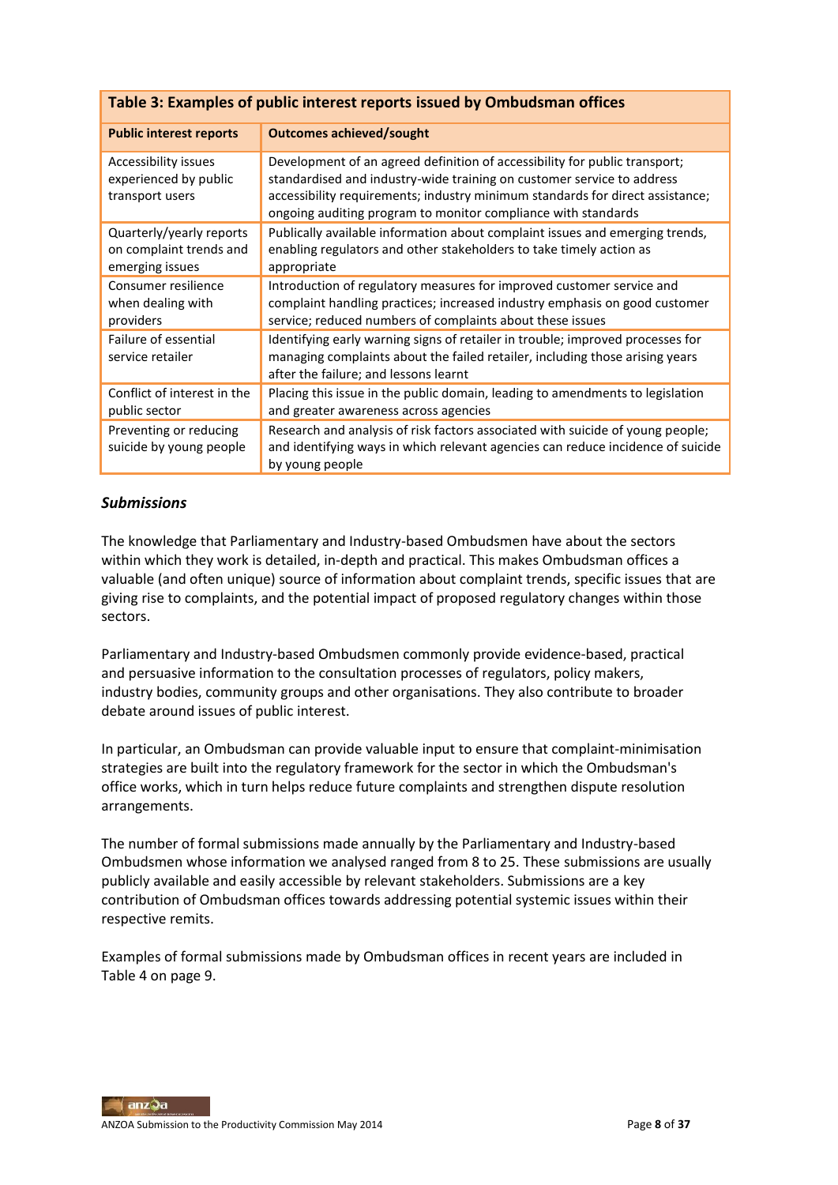**Table 3: Examples of public interest reports issued by Ombudsman offices**

| Public interest reports | Outcomes achieved/sought |
|---|---|
| Accessibility issues experienced by public transport users | Development of an agreed definition of accessibility for public transport; standardised and industry-wide training on customer service to address accessibility requirements; industry minimum standards for direct assistance; ongoing auditing program to monitor compliance with standards |
| Quarterly/yearly reports on complaint trends and emerging issues | Publically available information about complaint issues and emerging trends, enabling regulators and other stakeholders to take timely action as appropriate |
| Consumer resilience when dealing with providers | Introduction of regulatory measures for improved customer service and complaint handling practices; increased industry emphasis on good customer service; reduced numbers of complaints about these issues |
| Failure of essential service retailer | Identifying early warning signs of retailer in trouble; improved processes for managing complaints about the failed retailer, including those arising years after the failure; and lessons learnt |
| Conflict of interest in the public sector | Placing this issue in the public domain, leading to amendments to legislation and greater awareness across agencies |
| Preventing or reducing suicide by young people | Research and analysis of risk factors associated with suicide of young people; and identifying ways in which relevant agencies can reduce incidence of suicide by young people |

### *Submissions*

The knowledge that Parliamentary and Industry-based Ombudsmen have about the sectors within which they work is detailed, in-depth and practical. This makes Ombudsman offices a valuable (and often unique) source of information about complaint trends, specific issues that are giving rise to complaints, and the potential impact of proposed regulatory changes within those sectors.

Parliamentary and Industry-based Ombudsmen commonly provide evidence-based, practical and persuasive information to the consultation processes of regulators, policy makers, industry bodies, community groups and other organisations. They also contribute to broader debate around issues of public interest.

In particular, an Ombudsman can provide valuable input to ensure that complaint-minimisation strategies are built into the regulatory framework for the sector in which the Ombudsman's office works, which in turn helps reduce future complaints and strengthen dispute resolution arrangements.

The number of formal submissions made annually by the Parliamentary and Industry-based Ombudsmen whose information we analysed ranged from 8 to 25. These submissions are usually publicly available and easily accessible by relevant stakeholders. Submissions are a key contribution of Ombudsman offices towards addressing potential systemic issues within their respective remits.

Examples of formal submissions made by Ombudsman offices in recent years are included in Table 4 on page 9.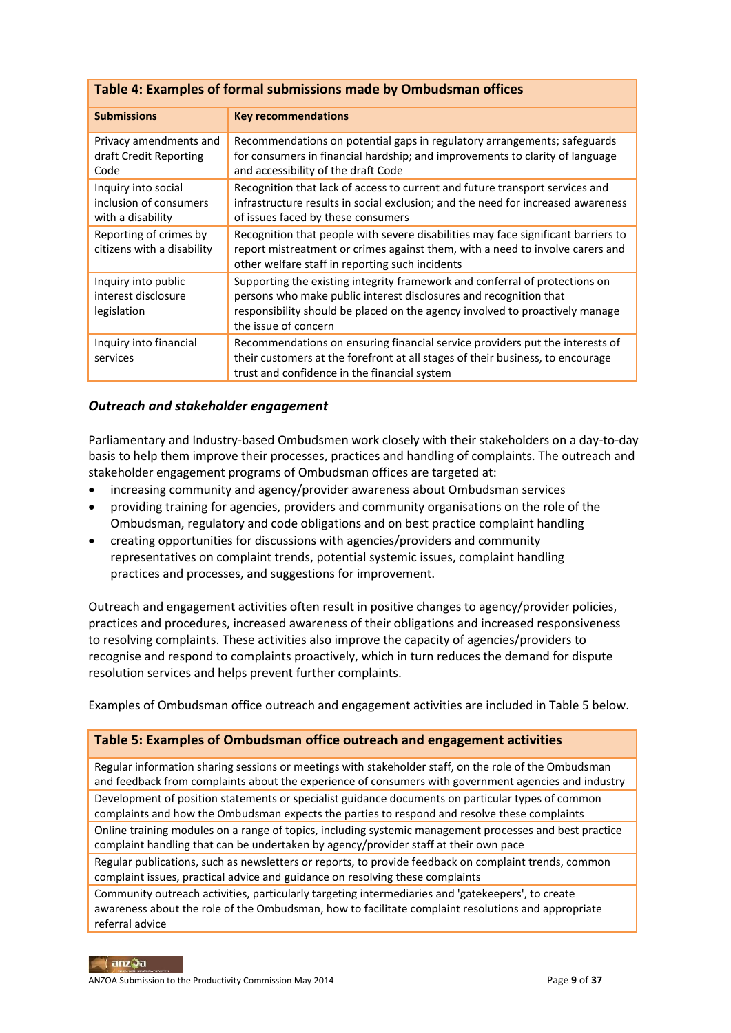**Table 4: Examples of formal submissions made by Ombudsman offices**

| Submissions | Key recommendations |
|---|---|
| Privacy amendments and draft Credit Reporting Code | Recommendations on potential gaps in regulatory arrangements; safeguards for consumers in financial hardship; and improvements to clarity of language and accessibility of the draft Code |
| Inquiry into social inclusion of consumers with a disability | Recognition that lack of access to current and future transport services and infrastructure results in social exclusion; and the need for increased awareness of issues faced by these consumers |
| Reporting of crimes by citizens with a disability | Recognition that people with severe disabilities may face significant barriers to report mistreatment or crimes against them, with a need to involve carers and other welfare staff in reporting such incidents |
| Inquiry into public interest disclosure legislation | Supporting the existing integrity framework and conferral of protections on persons who make public interest disclosures and recognition that responsibility should be placed on the agency involved to proactively manage the issue of concern |
| Inquiry into financial services | Recommendations on ensuring financial service providers put the interests of their customers at the forefront at all stages of their business, to encourage trust and confidence in the financial system |

### *Outreach and stakeholder engagement*

Parliamentary and Industry-based Ombudsmen work closely with their stakeholders on a day-to-day basis to help them improve their processes, practices and handling of complaints. The outreach and stakeholder engagement programs of Ombudsman offices are targeted at:

- increasing community and agency/provider awareness about Ombudsman services
- providing training for agencies, providers and community organisations on the role of the Ombudsman, regulatory and code obligations and on best practice complaint handling
- creating opportunities for discussions with agencies/providers and community representatives on complaint trends, potential systemic issues, complaint handling practices and processes, and suggestions for improvement.

Outreach and engagement activities often result in positive changes to agency/provider policies, practices and procedures, increased awareness of their obligations and increased responsiveness to resolving complaints. These activities also improve the capacity of agencies/providers to recognise and respond to complaints proactively, which in turn reduces the demand for dispute resolution services and helps prevent further complaints.

Examples of Ombudsman office outreach and engagement activities are included in Table 5 below.

| Table 5: Examples of Ombudsman office outreach and engagement activities |
|---|
| Regular information sharing sessions or meetings with stakeholder staff, on the role of the Ombudsman and feedback from complaints about the experience of consumers with government agencies and industry |
| Development of position statements or specialist guidance documents on particular types of common complaints and how the Ombudsman expects the parties to respond and resolve these complaints |
| Online training modules on a range of topics, including systemic management processes and best practice complaint handling that can be undertaken by agency/provider staff at their own pace |
| Regular publications, such as newsletters or reports, to provide feedback on complaint trends, common complaint issues, practical advice and guidance on resolving these complaints |
| Community outreach activities, particularly targeting intermediaries and 'gatekeepers', to create awareness about the role of the Ombudsman, how to facilitate complaint resolutions and appropriate referral advice |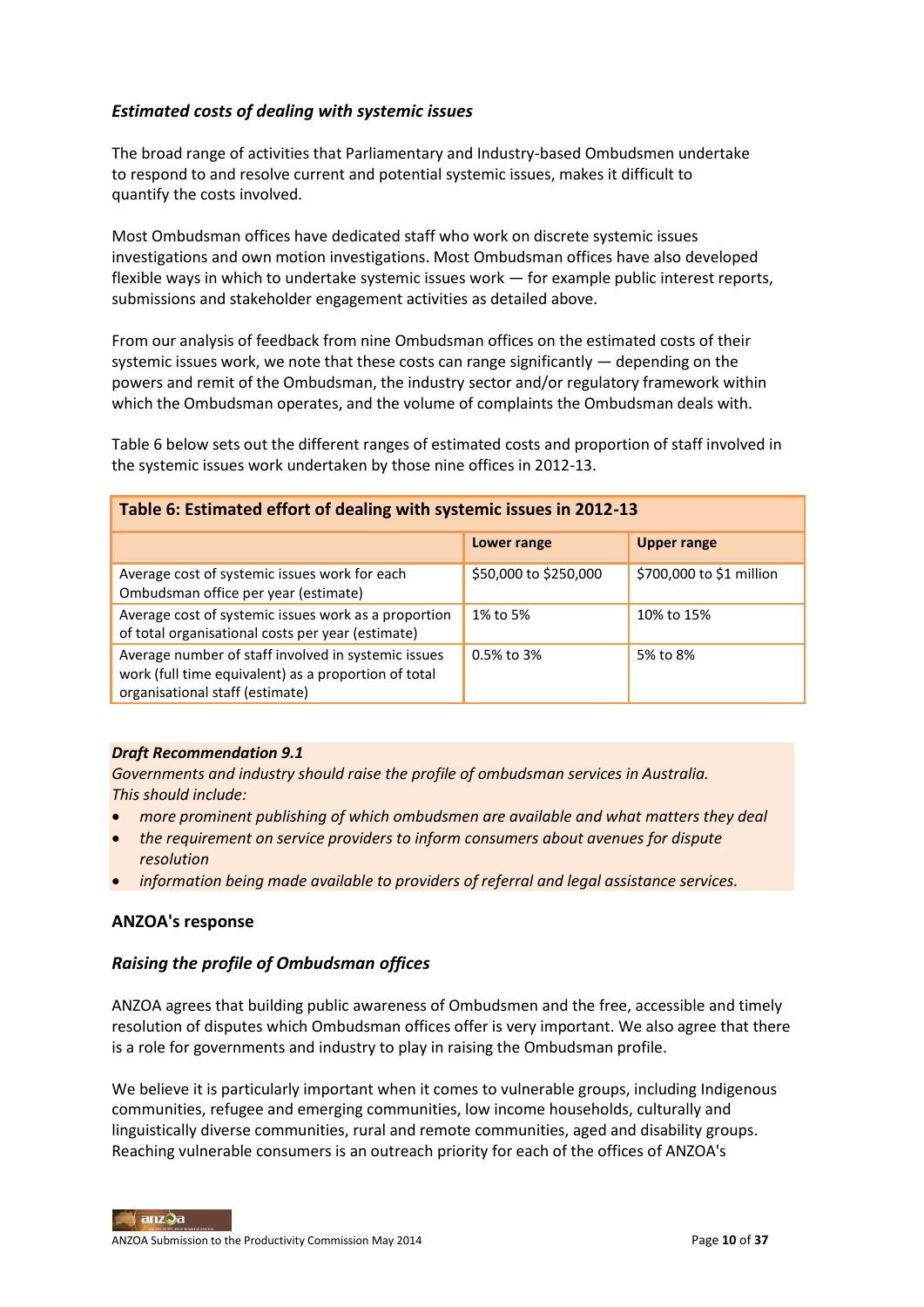### *Estimated costs of dealing with systemic issues*

The broad range of activities that Parliamentary and Industry-based Ombudsmen undertake to respond to and resolve current and potential systemic issues, makes it difficult to quantify the costs involved.

Most Ombudsman offices have dedicated staff who work on discrete systemic issues investigations and own motion investigations. Most Ombudsman offices have also developed flexible ways in which to undertake systemic issues work — for example public interest reports, submissions and stakeholder engagement activities as detailed above.

From our analysis of feedback from nine Ombudsman offices on the estimated costs of their systemic issues work, we note that these costs can range significantly — depending on the powers and remit of the Ombudsman, the industry sector and/or regulatory framework within which the Ombudsman operates, and the volume of complaints the Ombudsman deals with.

Table 6 below sets out the different ranges of estimated costs and proportion of staff involved in the systemic issues work undertaken by those nine offices in 2012-13.

**Table 6: Estimated effort of dealing with systemic issues in 2012-13**

| | **Lower range** | **Upper range** |
|---|---|---|
| Average cost of systemic issues work for each Ombudsman office per year (estimate) | $50,000 to $250,000 | $700,000 to $1 million |
| Average cost of systemic issues work as a proportion of total organisational costs per year (estimate) | 1% to 5% | 10% to 15% |
| Average number of staff involved in systemic issues work (full time equivalent) as a proportion of total organisational staff (estimate) | 0.5% to 3% | 5% to 8% |

***Draft Recommendation 9.1***

*Governments and industry should raise the profile of ombudsman services in Australia. This should include:*

- *more prominent publishing of which ombudsmen are available and what matters they deal*
- *the requirement on service providers to inform consumers about avenues for dispute resolution*
- *information being made available to providers of referral and legal assistance services.*

#### ANZOA's response

### *Raising the profile of Ombudsman offices*

ANZOA agrees that building public awareness of Ombudsmen and the free, accessible and timely resolution of disputes which Ombudsman offices offer is very important. We also agree that there is a role for governments and industry to play in raising the Ombudsman profile.

We believe it is particularly important when it comes to vulnerable groups, including Indigenous communities, refugee and emerging communities, low income households, culturally and linguistically diverse communities, rural and remote communities, aged and disability groups. Reaching vulnerable consumers is an outreach priority for each of the offices of ANZOA's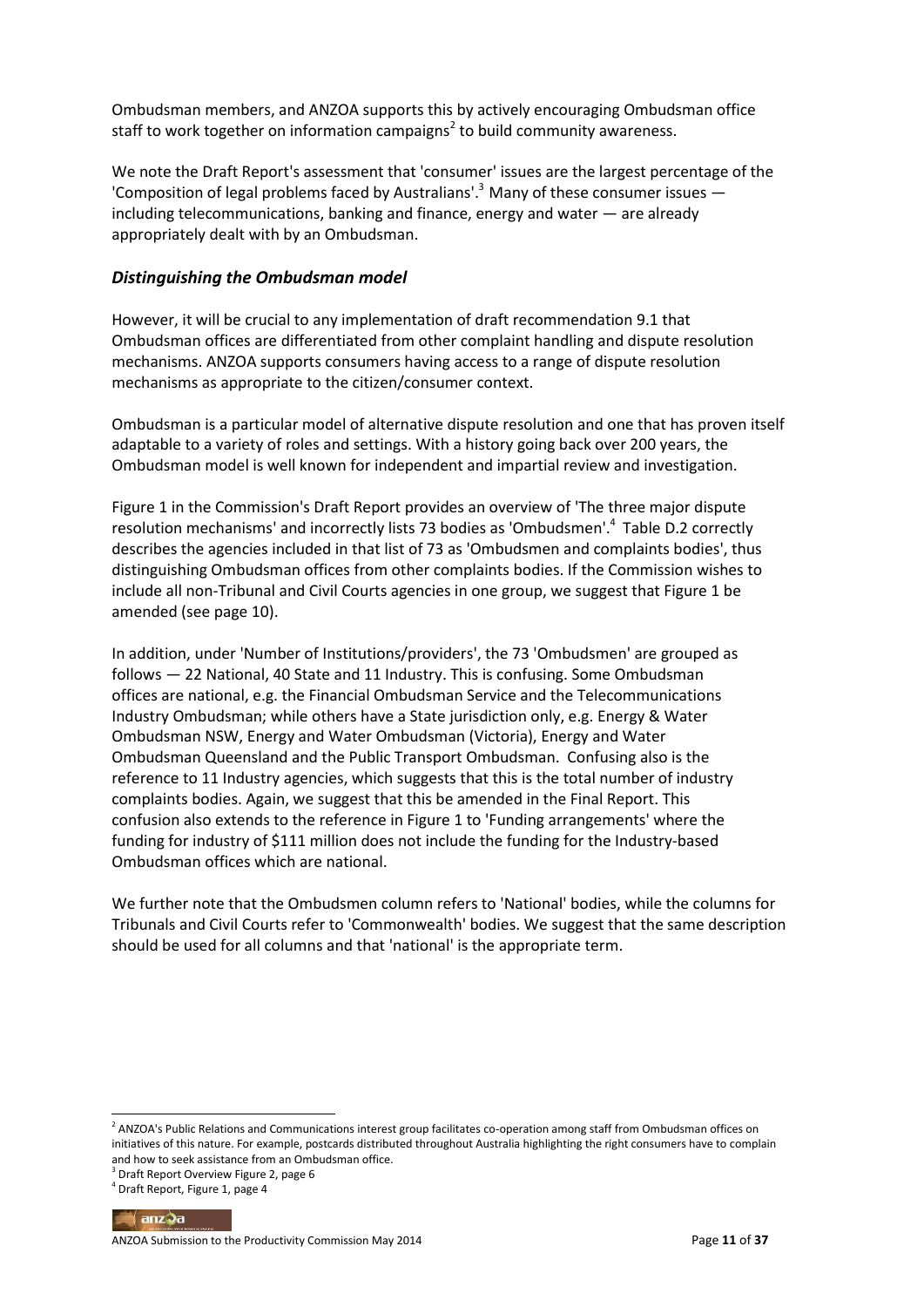Ombudsman members, and ANZOA supports this by actively encouraging Ombudsman office staff to work together on information campaigns[2] to build community awareness.

We note the Draft Report's assessment that 'consumer' issues are the largest percentage of the 'Composition of legal problems faced by Australians'.[3] Many of these consumer issues — including telecommunications, banking and finance, energy and water — are already appropriately dealt with by an Ombudsman.

### *Distinguishing the Ombudsman model*

However, it will be crucial to any implementation of draft recommendation 9.1 that Ombudsman offices are differentiated from other complaint handling and dispute resolution mechanisms. ANZOA supports consumers having access to a range of dispute resolution mechanisms as appropriate to the citizen/consumer context.

Ombudsman is a particular model of alternative dispute resolution and one that has proven itself adaptable to a variety of roles and settings. With a history going back over 200 years, the Ombudsman model is well known for independent and impartial review and investigation.

Figure 1 in the Commission's Draft Report provides an overview of 'The three major dispute resolution mechanisms' and incorrectly lists 73 bodies as 'Ombudsmen'.[4] Table D.2 correctly describes the agencies included in that list of 73 as 'Ombudsmen and complaints bodies', thus distinguishing Ombudsman offices from other complaints bodies. If the Commission wishes to include all non-Tribunal and Civil Courts agencies in one group, we suggest that Figure 1 be amended (see page 10).

In addition, under 'Number of Institutions/providers', the 73 'Ombudsmen' are grouped as follows — 22 National, 40 State and 11 Industry. This is confusing. Some Ombudsman offices are national, e.g. the Financial Ombudsman Service and the Telecommunications Industry Ombudsman; while others have a State jurisdiction only, e.g. Energy & Water Ombudsman NSW, Energy and Water Ombudsman (Victoria), Energy and Water Ombudsman Queensland and the Public Transport Ombudsman. Confusing also is the reference to 11 Industry agencies, which suggests that this is the total number of industry complaints bodies. Again, we suggest that this be amended in the Final Report. This confusion also extends to the reference in Figure 1 to 'Funding arrangements' where the funding for industry of $111 million does not include the funding for the Industry-based Ombudsman offices which are national.

We further note that the Ombudsmen column refers to 'National' bodies, while the columns for Tribunals and Civil Courts refer to 'Commonwealth' bodies. We suggest that the same description should be used for all columns and that 'national' is the appropriate term.

---

[2] ANZOA's Public Relations and Communications interest group facilitates co-operation among staff from Ombudsman offices on initiatives of this nature. For example, postcards distributed throughout Australia highlighting the right consumers have to complain and how to seek assistance from an Ombudsman office.

[3] Draft Report Overview Figure 2, page 6

[4] Draft Report, Figure 1, page 4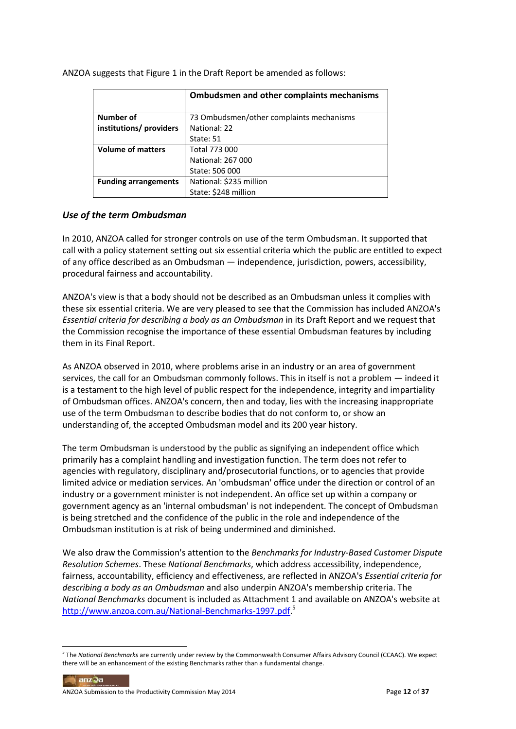ANZOA suggests that Figure 1 in the Draft Report be amended as follows:

| | **Ombudsmen and other complaints mechanisms** |
|---|---|
| **Number of institutions/ providers** | 73 Ombudsmen/other complaints mechanisms<br>National: 22<br>State: 51 |
| **Volume of matters** | Total 773 000<br>National: 267 000<br>State: 506 000 |
| **Funding arrangements** | National: $235 million<br>State: $248 million |

### *Use of the term Ombudsman*

In 2010, ANZOA called for stronger controls on use of the term Ombudsman. It supported that call with a policy statement setting out six essential criteria which the public are entitled to expect of any office described as an Ombudsman — independence, jurisdiction, powers, accessibility, procedural fairness and accountability.

ANZOA's view is that a body should not be described as an Ombudsman unless it complies with these six essential criteria. We are very pleased to see that the Commission has included ANZOA's *Essential criteria for describing a body as an Ombudsman* in its Draft Report and we request that the Commission recognise the importance of these essential Ombudsman features by including them in its Final Report.

As ANZOA observed in 2010, where problems arise in an industry or an area of government services, the call for an Ombudsman commonly follows. This in itself is not a problem — indeed it is a testament to the high level of public respect for the independence, integrity and impartiality of Ombudsman offices. ANZOA's concern, then and today, lies with the increasing inappropriate use of the term Ombudsman to describe bodies that do not conform to, or show an understanding of, the accepted Ombudsman model and its 200 year history.

The term Ombudsman is understood by the public as signifying an independent office which primarily has a complaint handling and investigation function. The term does not refer to agencies with regulatory, disciplinary and/prosecutorial functions, or to agencies that provide limited advice or mediation services. An 'ombudsman' office under the direction or control of an industry or a government minister is not independent. An office set up within a company or government agency as an 'internal ombudsman' is not independent. The concept of Ombudsman is being stretched and the confidence of the public in the role and independence of the Ombudsman institution is at risk of being undermined and diminished.

We also draw the Commission's attention to the *Benchmarks for Industry-Based Customer Dispute Resolution Schemes*. These *National Benchmarks*, which address accessibility, independence, fairness, accountability, efficiency and effectiveness, are reflected in ANZOA's *Essential criteria for describing a body as an Ombudsman* and also underpin ANZOA's membership criteria. The *National Benchmarks* document is included as Attachment 1 and available on ANZOA's website at http://www.anzoa.com.au/National-Benchmarks-1997.pdf.[5]

[5] The *National Benchmarks* are currently under review by the Commonwealth Consumer Affairs Advisory Council (CCAAC). We expect there will be an enhancement of the existing Benchmarks rather than a fundamental change.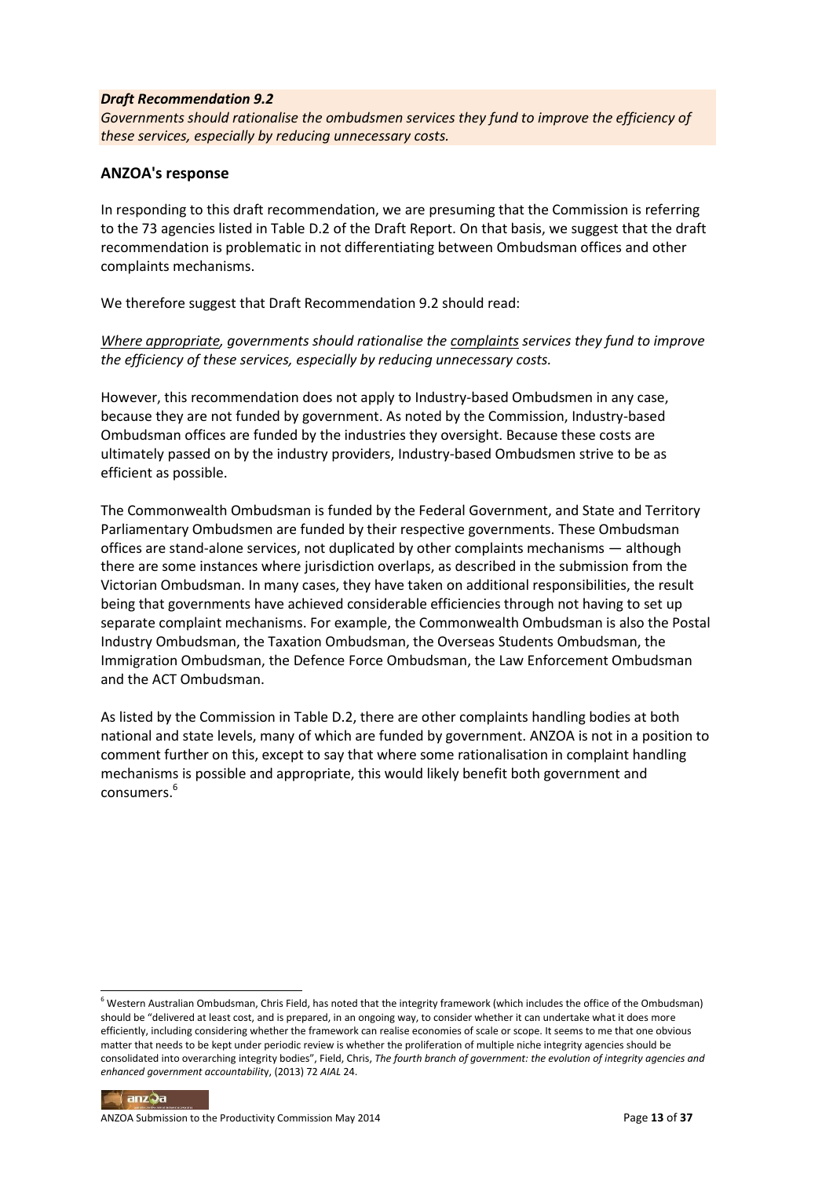***Draft Recommendation 9.2***

*Governments should rationalise the ombudsmen services they fund to improve the efficiency of these services, especially by reducing unnecessary costs.*

### ANZOA's response

In responding to this draft recommendation, we are presuming that the Commission is referring to the 73 agencies listed in Table D.2 of the Draft Report. On that basis, we suggest that the draft recommendation is problematic in not differentiating between Ombudsman offices and other complaints mechanisms.

We therefore suggest that Draft Recommendation 9.2 should read:

*<u>Where appropriate</u>, governments should rationalise the <u>complaints</u> services they fund to improve the efficiency of these services, especially by reducing unnecessary costs.*

However, this recommendation does not apply to Industry-based Ombudsmen in any case, because they are not funded by government. As noted by the Commission, Industry-based Ombudsman offices are funded by the industries they oversight. Because these costs are ultimately passed on by the industry providers, Industry-based Ombudsmen strive to be as efficient as possible.

The Commonwealth Ombudsman is funded by the Federal Government, and State and Territory Parliamentary Ombudsmen are funded by their respective governments. These Ombudsman offices are stand-alone services, not duplicated by other complaints mechanisms — although there are some instances where jurisdiction overlaps, as described in the submission from the Victorian Ombudsman. In many cases, they have taken on additional responsibilities, the result being that governments have achieved considerable efficiencies through not having to set up separate complaint mechanisms. For example, the Commonwealth Ombudsman is also the Postal Industry Ombudsman, the Taxation Ombudsman, the Overseas Students Ombudsman, the Immigration Ombudsman, the Defence Force Ombudsman, the Law Enforcement Ombudsman and the ACT Ombudsman.

As listed by the Commission in Table D.2, there are other complaints handling bodies at both national and state levels, many of which are funded by government. ANZOA is not in a position to comment further on this, except to say that where some rationalisation in complaint handling mechanisms is possible and appropriate, this would likely benefit both government and consumers.[6]

---

[6] Western Australian Ombudsman, Chris Field, has noted that the integrity framework (which includes the office of the Ombudsman) should be "delivered at least cost, and is prepared, in an ongoing way, to consider whether it can undertake what it does more efficiently, including considering whether the framework can realise economies of scale or scope. It seems to me that one obvious matter that needs to be kept under periodic review is whether the proliferation of multiple niche integrity agencies should be consolidated into overarching integrity bodies", Field, Chris, *The fourth branch of government: the evolution of integrity agencies and enhanced government accountability*, (2013) 72 *AIAL* 24.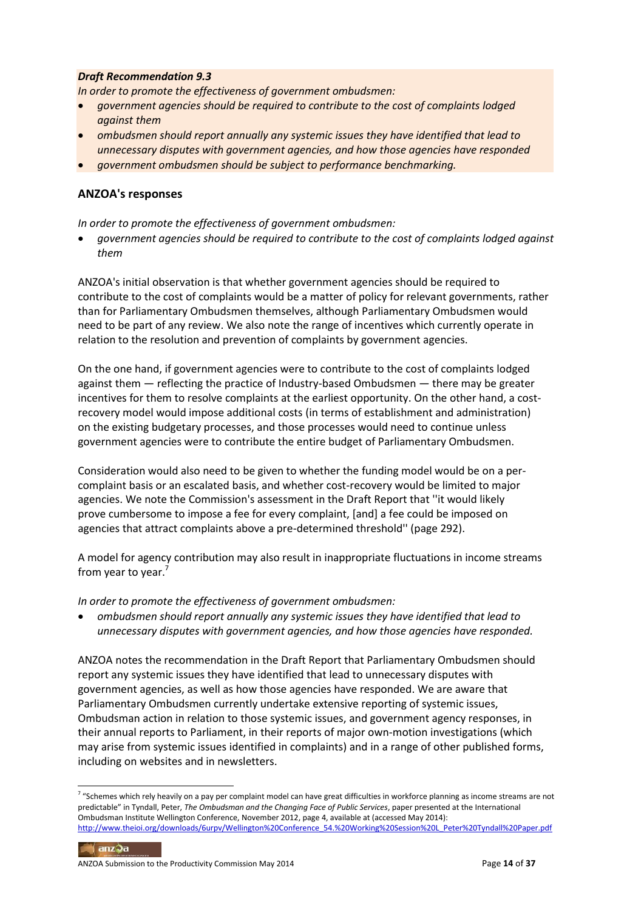***Draft Recommendation 9.3***

*In order to promote the effectiveness of government ombudsmen:*

- *government agencies should be required to contribute to the cost of complaints lodged against them*
- *ombudsmen should report annually any systemic issues they have identified that lead to unnecessary disputes with government agencies, and how those agencies have responded*
- *government ombudsmen should be subject to performance benchmarking.*

## ANZOA's responses

*In order to promote the effectiveness of government ombudsmen:*

- *government agencies should be required to contribute to the cost of complaints lodged against them*

ANZOA's initial observation is that whether government agencies should be required to contribute to the cost of complaints would be a matter of policy for relevant governments, rather than for Parliamentary Ombudsmen themselves, although Parliamentary Ombudsmen would need to be part of any review. We also note the range of incentives which currently operate in relation to the resolution and prevention of complaints by government agencies.

On the one hand, if government agencies were to contribute to the cost of complaints lodged against them — reflecting the practice of Industry-based Ombudsmen — there may be greater incentives for them to resolve complaints at the earliest opportunity. On the other hand, a cost-recovery model would impose additional costs (in terms of establishment and administration) on the existing budgetary processes, and those processes would need to continue unless government agencies were to contribute the entire budget of Parliamentary Ombudsmen.

Consideration would also need to be given to whether the funding model would be on a per-complaint basis or an escalated basis, and whether cost-recovery would be limited to major agencies. We note the Commission's assessment in the Draft Report that ''it would likely prove cumbersome to impose a fee for every complaint, [and] a fee could be imposed on agencies that attract complaints above a pre-determined threshold'' (page 292).

A model for agency contribution may also result in inappropriate fluctuations in income streams from year to year.[7]

*In order to promote the effectiveness of government ombudsmen:*

- *ombudsmen should report annually any systemic issues they have identified that lead to unnecessary disputes with government agencies, and how those agencies have responded.*

ANZOA notes the recommendation in the Draft Report that Parliamentary Ombudsmen should report any systemic issues they have identified that lead to unnecessary disputes with government agencies, as well as how those agencies have responded. We are aware that Parliamentary Ombudsmen currently undertake extensive reporting of systemic issues, Ombudsman action in relation to those systemic issues, and government agency responses, in their annual reports to Parliament, in their reports of major own-motion investigations (which may arise from systemic issues identified in complaints) and in a range of other published forms, including on websites and in newsletters.

[7] "Schemes which rely heavily on a pay per complaint model can have great difficulties in workforce planning as income streams are not predictable" in Tyndall, Peter, *The Ombudsman and the Changing Face of Public Services*, paper presented at the International Ombudsman Institute Wellington Conference, November 2012, page 4, available at (accessed May 2014): http://www.theioi.org/downloads/6urpv/Wellington%20Conference_54.%20Working%20Session%20L_Peter%20Tyndall%20Paper.pdf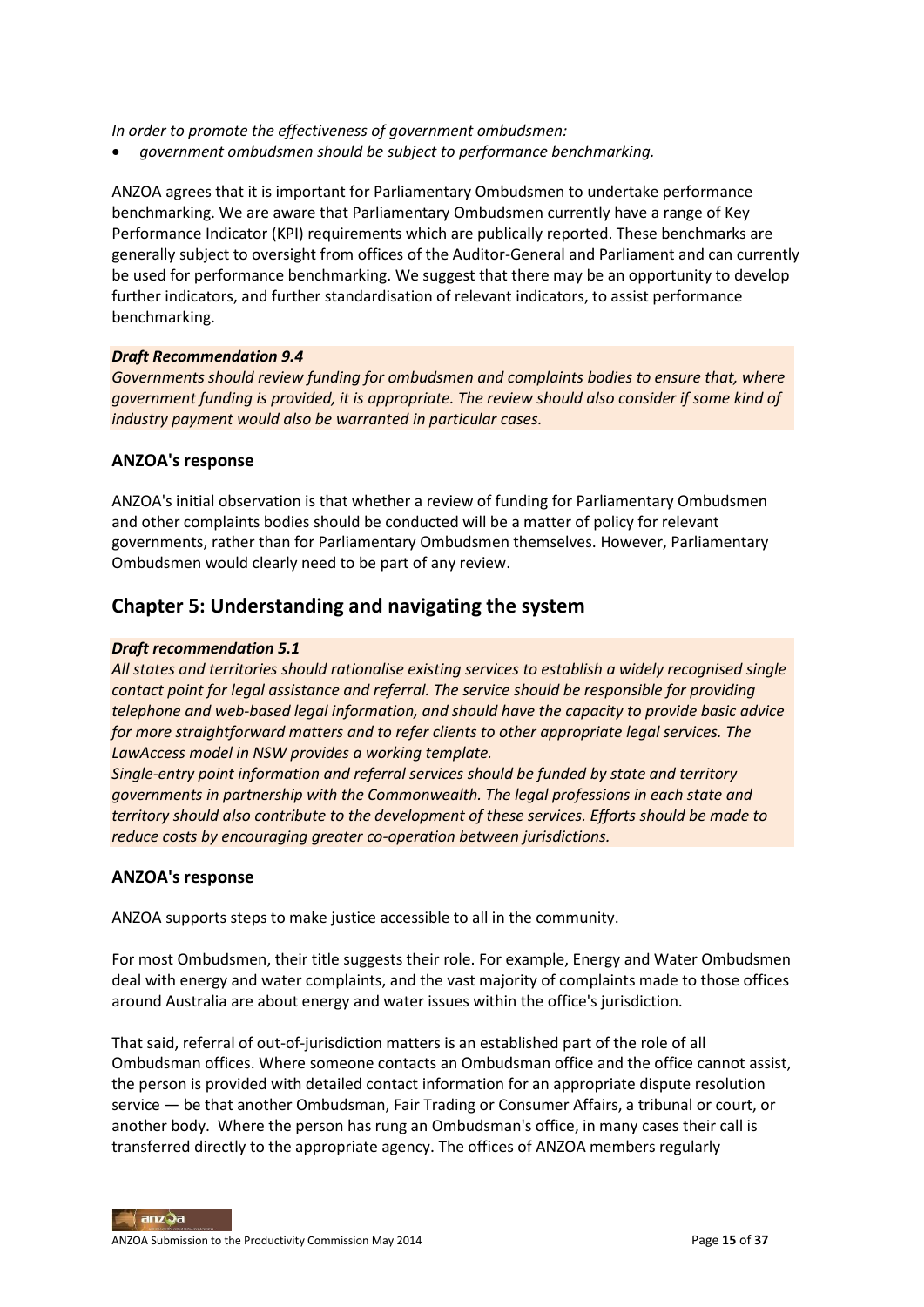*In order to promote the effectiveness of government ombudsmen:*

- *government ombudsmen should be subject to performance benchmarking.*

ANZOA agrees that it is important for Parliamentary Ombudsmen to undertake performance benchmarking. We are aware that Parliamentary Ombudsmen currently have a range of Key Performance Indicator (KPI) requirements which are publically reported. These benchmarks are generally subject to oversight from offices of the Auditor-General and Parliament and can currently be used for performance benchmarking. We suggest that there may be an opportunity to develop further indicators, and further standardisation of relevant indicators, to assist performance benchmarking.

***Draft Recommendation 9.4***

*Governments should review funding for ombudsmen and complaints bodies to ensure that, where government funding is provided, it is appropriate. The review should also consider if some kind of industry payment would also be warranted in particular cases.*

### ANZOA's response

ANZOA's initial observation is that whether a review of funding for Parliamentary Ombudsmen and other complaints bodies should be conducted will be a matter of policy for relevant governments, rather than for Parliamentary Ombudsmen themselves. However, Parliamentary Ombudsmen would clearly need to be part of any review.

## Chapter 5: Understanding and navigating the system

***Draft recommendation 5.1***

*All states and territories should rationalise existing services to establish a widely recognised single contact point for legal assistance and referral. The service should be responsible for providing telephone and web-based legal information, and should have the capacity to provide basic advice for more straightforward matters and to refer clients to other appropriate legal services. The LawAccess model in NSW provides a working template.*

*Single-entry point information and referral services should be funded by state and territory governments in partnership with the Commonwealth. The legal professions in each state and territory should also contribute to the development of these services. Efforts should be made to reduce costs by encouraging greater co-operation between jurisdictions.*

### ANZOA's response

ANZOA supports steps to make justice accessible to all in the community.

For most Ombudsmen, their title suggests their role. For example, Energy and Water Ombudsmen deal with energy and water complaints, and the vast majority of complaints made to those offices around Australia are about energy and water issues within the office's jurisdiction.

That said, referral of out-of-jurisdiction matters is an established part of the role of all Ombudsman offices. Where someone contacts an Ombudsman office and the office cannot assist, the person is provided with detailed contact information for an appropriate dispute resolution service — be that another Ombudsman, Fair Trading or Consumer Affairs, a tribunal or court, or another body. Where the person has rung an Ombudsman's office, in many cases their call is transferred directly to the appropriate agency. The offices of ANZOA members regularly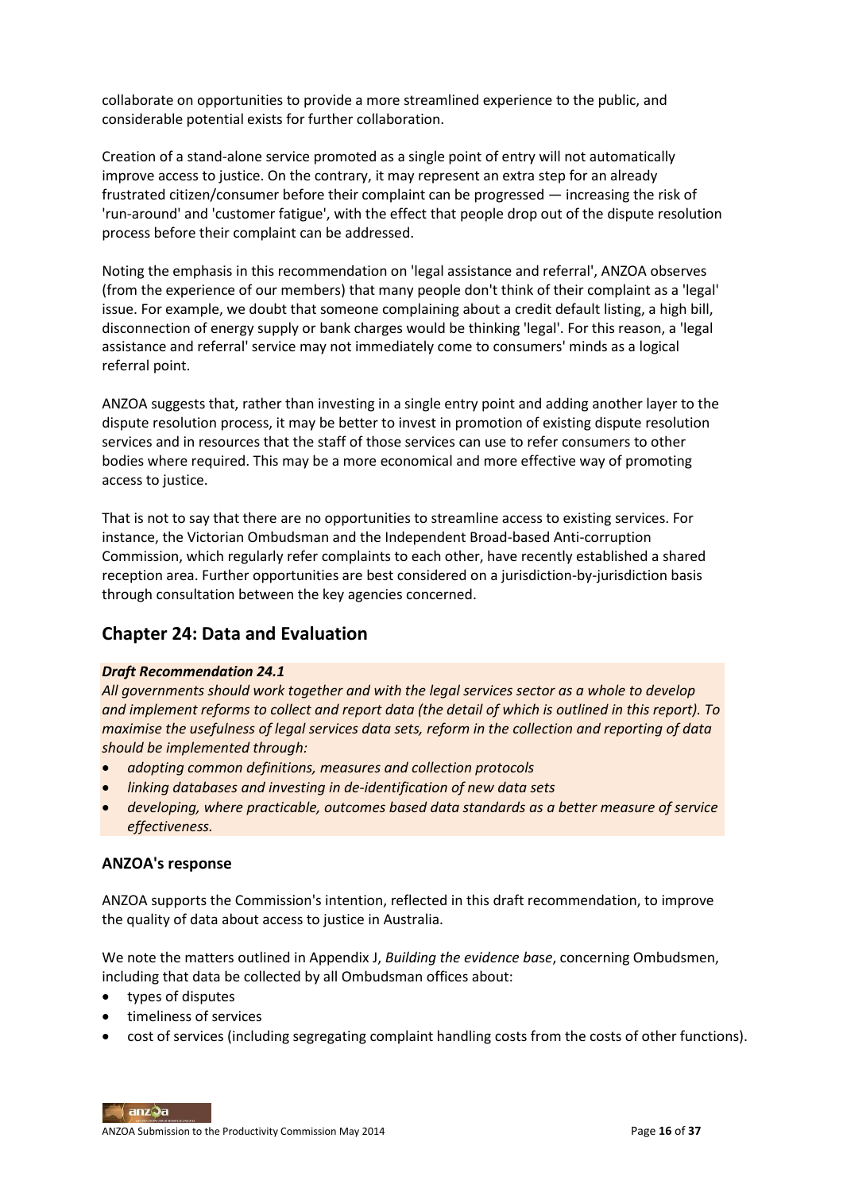collaborate on opportunities to provide a more streamlined experience to the public, and considerable potential exists for further collaboration.

Creation of a stand-alone service promoted as a single point of entry will not automatically improve access to justice. On the contrary, it may represent an extra step for an already frustrated citizen/consumer before their complaint can be progressed — increasing the risk of 'run-around' and 'customer fatigue', with the effect that people drop out of the dispute resolution process before their complaint can be addressed.

Noting the emphasis in this recommendation on 'legal assistance and referral', ANZOA observes (from the experience of our members) that many people don't think of their complaint as a 'legal' issue. For example, we doubt that someone complaining about a credit default listing, a high bill, disconnection of energy supply or bank charges would be thinking 'legal'. For this reason, a 'legal assistance and referral' service may not immediately come to consumers' minds as a logical referral point.

ANZOA suggests that, rather than investing in a single entry point and adding another layer to the dispute resolution process, it may be better to invest in promotion of existing dispute resolution services and in resources that the staff of those services can use to refer consumers to other bodies where required. This may be a more economical and more effective way of promoting access to justice.

That is not to say that there are no opportunities to streamline access to existing services. For instance, the Victorian Ombudsman and the Independent Broad-based Anti-corruption Commission, which regularly refer complaints to each other, have recently established a shared reception area. Further opportunities are best considered on a jurisdiction-by-jurisdiction basis through consultation between the key agencies concerned.

## Chapter 24: Data and Evaluation

***Draft Recommendation 24.1***

*All governments should work together and with the legal services sector as a whole to develop and implement reforms to collect and report data (the detail of which is outlined in this report). To maximise the usefulness of legal services data sets, reform in the collection and reporting of data should be implemented through:*

- *adopting common definitions, measures and collection protocols*
- *linking databases and investing in de-identification of new data sets*
- *developing, where practicable, outcomes based data standards as a better measure of service effectiveness.*

### ANZOA's response

ANZOA supports the Commission's intention, reflected in this draft recommendation, to improve the quality of data about access to justice in Australia.

We note the matters outlined in Appendix J, *Building the evidence base*, concerning Ombudsmen, including that data be collected by all Ombudsman offices about:

- types of disputes
- timeliness of services
- cost of services (including segregating complaint handling costs from the costs of other functions).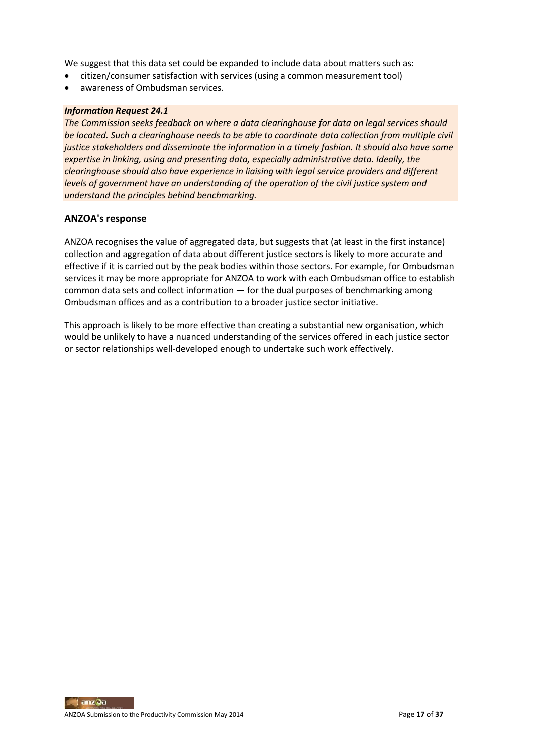We suggest that this data set could be expanded to include data about matters such as:

- citizen/consumer satisfaction with services (using a common measurement tool)
- awareness of Ombudsman services.

***Information Request 24.1***

*The Commission seeks feedback on where a data clearinghouse for data on legal services should be located. Such a clearinghouse needs to be able to coordinate data collection from multiple civil justice stakeholders and disseminate the information in a timely fashion. It should also have some expertise in linking, using and presenting data, especially administrative data. Ideally, the clearinghouse should also have experience in liaising with legal service providers and different levels of government have an understanding of the operation of the civil justice system and understand the principles behind benchmarking.*

### ANZOA's response

ANZOA recognises the value of aggregated data, but suggests that (at least in the first instance) collection and aggregation of data about different justice sectors is likely to more accurate and effective if it is carried out by the peak bodies within those sectors. For example, for Ombudsman services it may be more appropriate for ANZOA to work with each Ombudsman office to establish common data sets and collect information — for the dual purposes of benchmarking among Ombudsman offices and as a contribution to a broader justice sector initiative.

This approach is likely to be more effective than creating a substantial new organisation, which would be unlikely to have a nuanced understanding of the services offered in each justice sector or sector relationships well-developed enough to undertake such work effectively.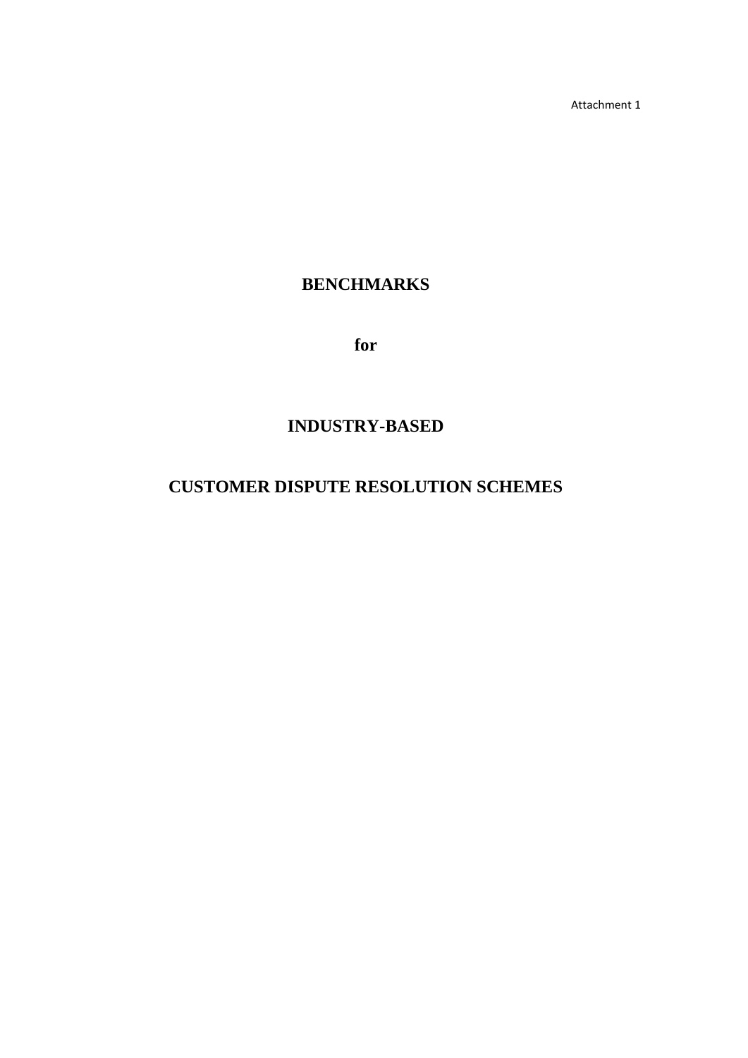Attachment 1

# BENCHMARKS

# for

# INDUSTRY-BASED

# CUSTOMER DISPUTE RESOLUTION SCHEMES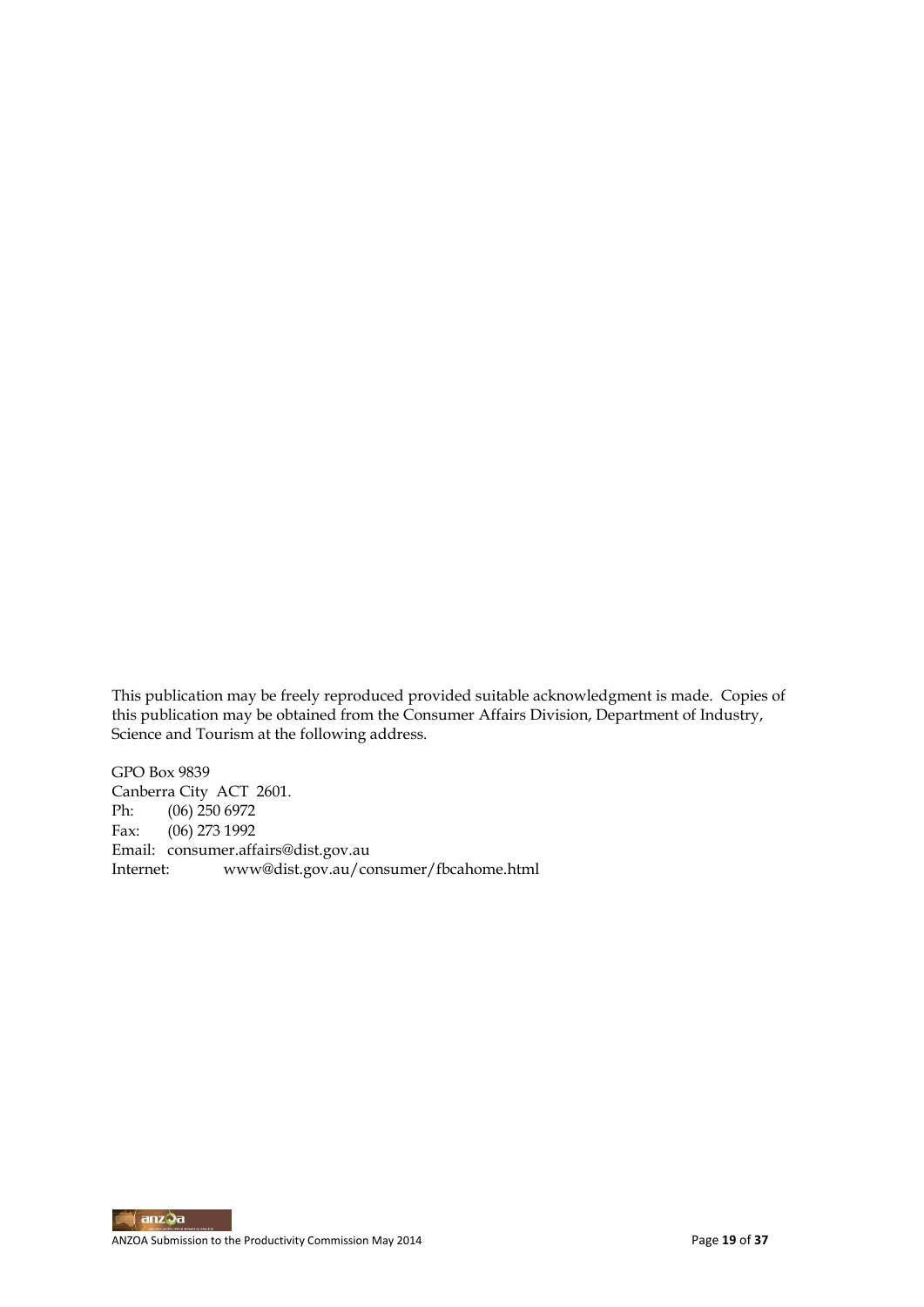This publication may be freely reproduced provided suitable acknowledgment is made. Copies of this publication may be obtained from the Consumer Affairs Division, Department of Industry, Science and Tourism at the following address.

GPO Box 9839  
Canberra City ACT 2601.  
Ph: (06) 250 6972  
Fax: (06) 273 1992  
Email: consumer.affairs@dist.gov.au  
Internet: www@dist.gov.au/consumer/fbcahome.html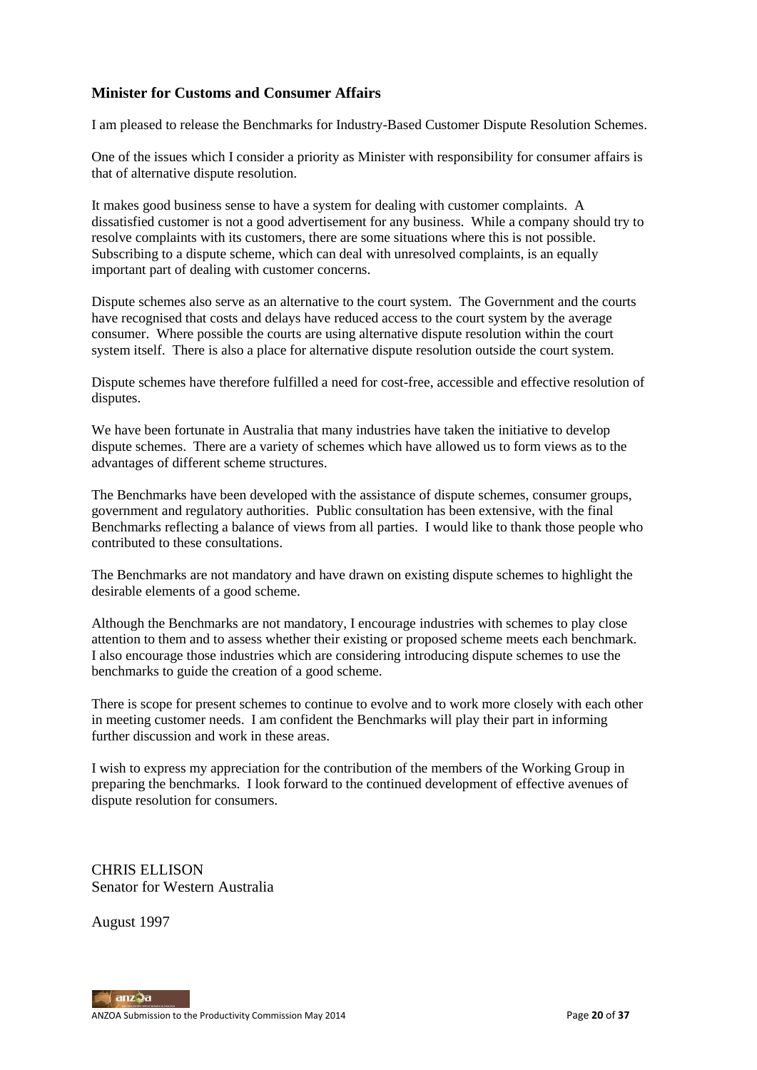**Minister for Customs and Consumer Affairs**

I am pleased to release the Benchmarks for Industry-Based Customer Dispute Resolution Schemes.

One of the issues which I consider a priority as Minister with responsibility for consumer affairs is that of alternative dispute resolution.

It makes good business sense to have a system for dealing with customer complaints. A dissatisfied customer is not a good advertisement for any business. While a company should try to resolve complaints with its customers, there are some situations where this is not possible. Subscribing to a dispute scheme, which can deal with unresolved complaints, is an equally important part of dealing with customer concerns.

Dispute schemes also serve as an alternative to the court system. The Government and the courts have recognised that costs and delays have reduced access to the court system by the average consumer. Where possible the courts are using alternative dispute resolution within the court system itself. There is also a place for alternative dispute resolution outside the court system.

Dispute schemes have therefore fulfilled a need for cost-free, accessible and effective resolution of disputes.

We have been fortunate in Australia that many industries have taken the initiative to develop dispute schemes. There are a variety of schemes which have allowed us to form views as to the advantages of different scheme structures.

The Benchmarks have been developed with the assistance of dispute schemes, consumer groups, government and regulatory authorities. Public consultation has been extensive, with the final Benchmarks reflecting a balance of views from all parties. I would like to thank those people who contributed to these consultations.

The Benchmarks are not mandatory and have drawn on existing dispute schemes to highlight the desirable elements of a good scheme.

Although the Benchmarks are not mandatory, I encourage industries with schemes to play close attention to them and to assess whether their existing or proposed scheme meets each benchmark. I also encourage those industries which are considering introducing dispute schemes to use the benchmarks to guide the creation of a good scheme.

There is scope for present schemes to continue to evolve and to work more closely with each other in meeting customer needs. I am confident the Benchmarks will play their part in informing further discussion and work in these areas.

I wish to express my appreciation for the contribution of the members of the Working Group in preparing the benchmarks. I look forward to the continued development of effective avenues of dispute resolution for consumers.

CHRIS ELLISON
Senator for Western Australia

August 1997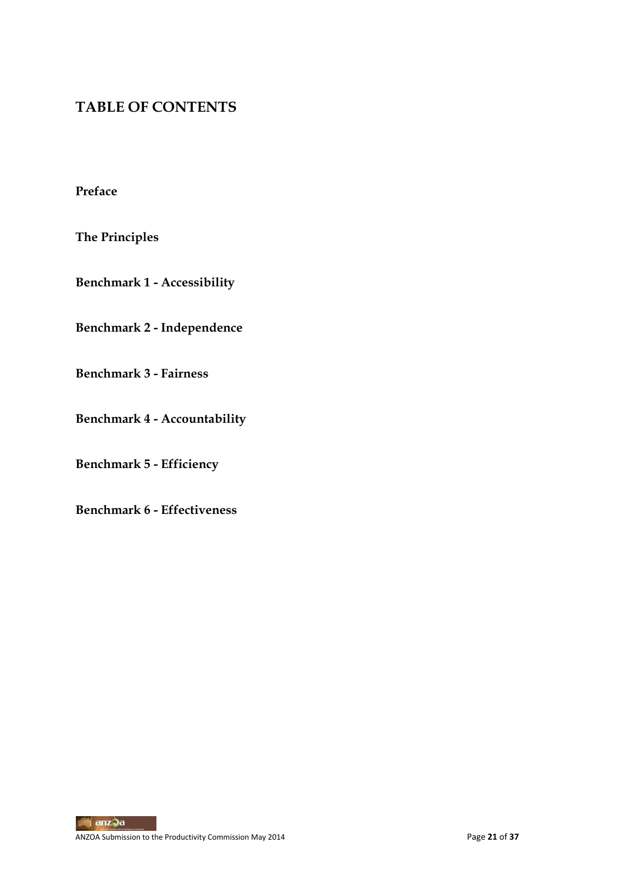# TABLE OF CONTENTS

**Preface**

**The Principles**

**Benchmark 1 - Accessibility**

**Benchmark 2 - Independence**

**Benchmark 3 - Fairness**

**Benchmark 4 - Accountability**

**Benchmark 5 - Efficiency**

**Benchmark 6 - Effectiveness**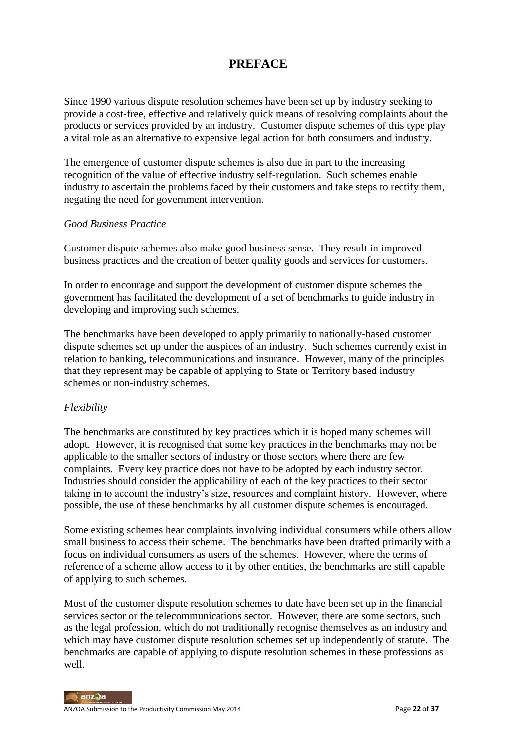# PREFACE

Since 1990 various dispute resolution schemes have been set up by industry seeking to provide a cost-free, effective and relatively quick means of resolving complaints about the products or services provided by an industry. Customer dispute schemes of this type play a vital role as an alternative to expensive legal action for both consumers and industry.

The emergence of customer dispute schemes is also due in part to the increasing recognition of the value of effective industry self-regulation. Such schemes enable industry to ascertain the problems faced by their customers and take steps to rectify them, negating the need for government intervention.

*Good Business Practice*

Customer dispute schemes also make good business sense. They result in improved business practices and the creation of better quality goods and services for customers.

In order to encourage and support the development of customer dispute schemes the government has facilitated the development of a set of benchmarks to guide industry in developing and improving such schemes.

The benchmarks have been developed to apply primarily to nationally-based customer dispute schemes set up under the auspices of an industry. Such schemes currently exist in relation to banking, telecommunications and insurance. However, many of the principles that they represent may be capable of applying to State or Territory based industry schemes or non-industry schemes.

*Flexibility*

The benchmarks are constituted by key practices which it is hoped many schemes will adopt. However, it is recognised that some key practices in the benchmarks may not be applicable to the smaller sectors of industry or those sectors where there are few complaints. Every key practice does not have to be adopted by each industry sector. Industries should consider the applicability of each of the key practices to their sector taking in to account the industry's size, resources and complaint history. However, where possible, the use of these benchmarks by all customer dispute schemes is encouraged.

Some existing schemes hear complaints involving individual consumers while others allow small business to access their scheme. The benchmarks have been drafted primarily with a focus on individual consumers as users of the schemes. However, where the terms of reference of a scheme allow access to it by other entities, the benchmarks are still capable of applying to such schemes.

Most of the customer dispute resolution schemes to date have been set up in the financial services sector or the telecommunications sector. However, there are some sectors, such as the legal profession, which do not traditionally recognise themselves as an industry and which may have customer dispute resolution schemes set up independently of statute. The benchmarks are capable of applying to dispute resolution schemes in these professions as well.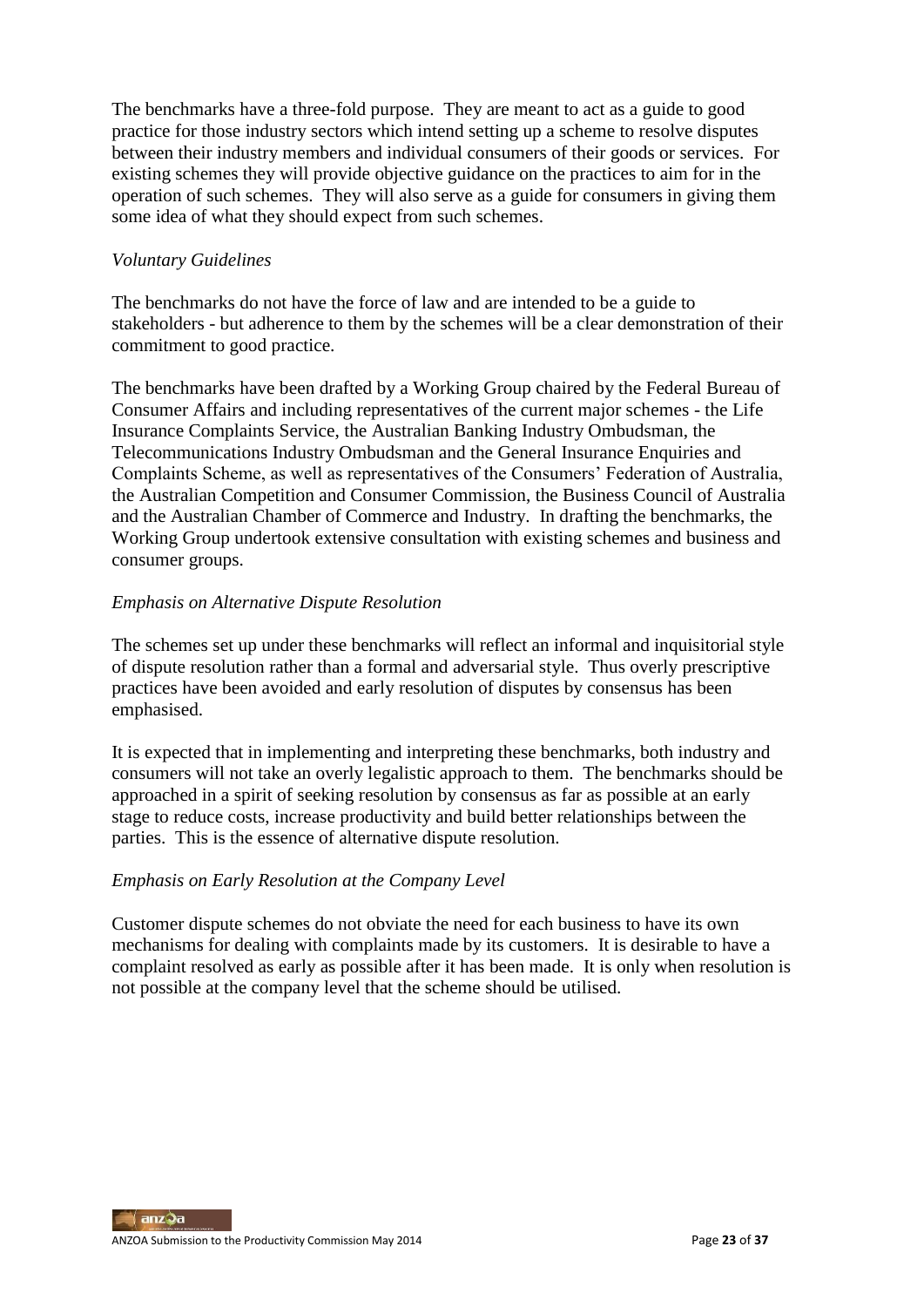The benchmarks have a three-fold purpose. They are meant to act as a guide to good practice for those industry sectors which intend setting up a scheme to resolve disputes between their industry members and individual consumers of their goods or services. For existing schemes they will provide objective guidance on the practices to aim for in the operation of such schemes. They will also serve as a guide for consumers in giving them some idea of what they should expect from such schemes.

*Voluntary Guidelines*

The benchmarks do not have the force of law and are intended to be a guide to stakeholders - but adherence to them by the schemes will be a clear demonstration of their commitment to good practice.

The benchmarks have been drafted by a Working Group chaired by the Federal Bureau of Consumer Affairs and including representatives of the current major schemes - the Life Insurance Complaints Service, the Australian Banking Industry Ombudsman, the Telecommunications Industry Ombudsman and the General Insurance Enquiries and Complaints Scheme, as well as representatives of the Consumers' Federation of Australia, the Australian Competition and Consumer Commission, the Business Council of Australia and the Australian Chamber of Commerce and Industry. In drafting the benchmarks, the Working Group undertook extensive consultation with existing schemes and business and consumer groups.

*Emphasis on Alternative Dispute Resolution*

The schemes set up under these benchmarks will reflect an informal and inquisitorial style of dispute resolution rather than a formal and adversarial style. Thus overly prescriptive practices have been avoided and early resolution of disputes by consensus has been emphasised.

It is expected that in implementing and interpreting these benchmarks, both industry and consumers will not take an overly legalistic approach to them. The benchmarks should be approached in a spirit of seeking resolution by consensus as far as possible at an early stage to reduce costs, increase productivity and build better relationships between the parties. This is the essence of alternative dispute resolution.

*Emphasis on Early Resolution at the Company Level*

Customer dispute schemes do not obviate the need for each business to have its own mechanisms for dealing with complaints made by its customers. It is desirable to have a complaint resolved as early as possible after it has been made. It is only when resolution is not possible at the company level that the scheme should be utilised.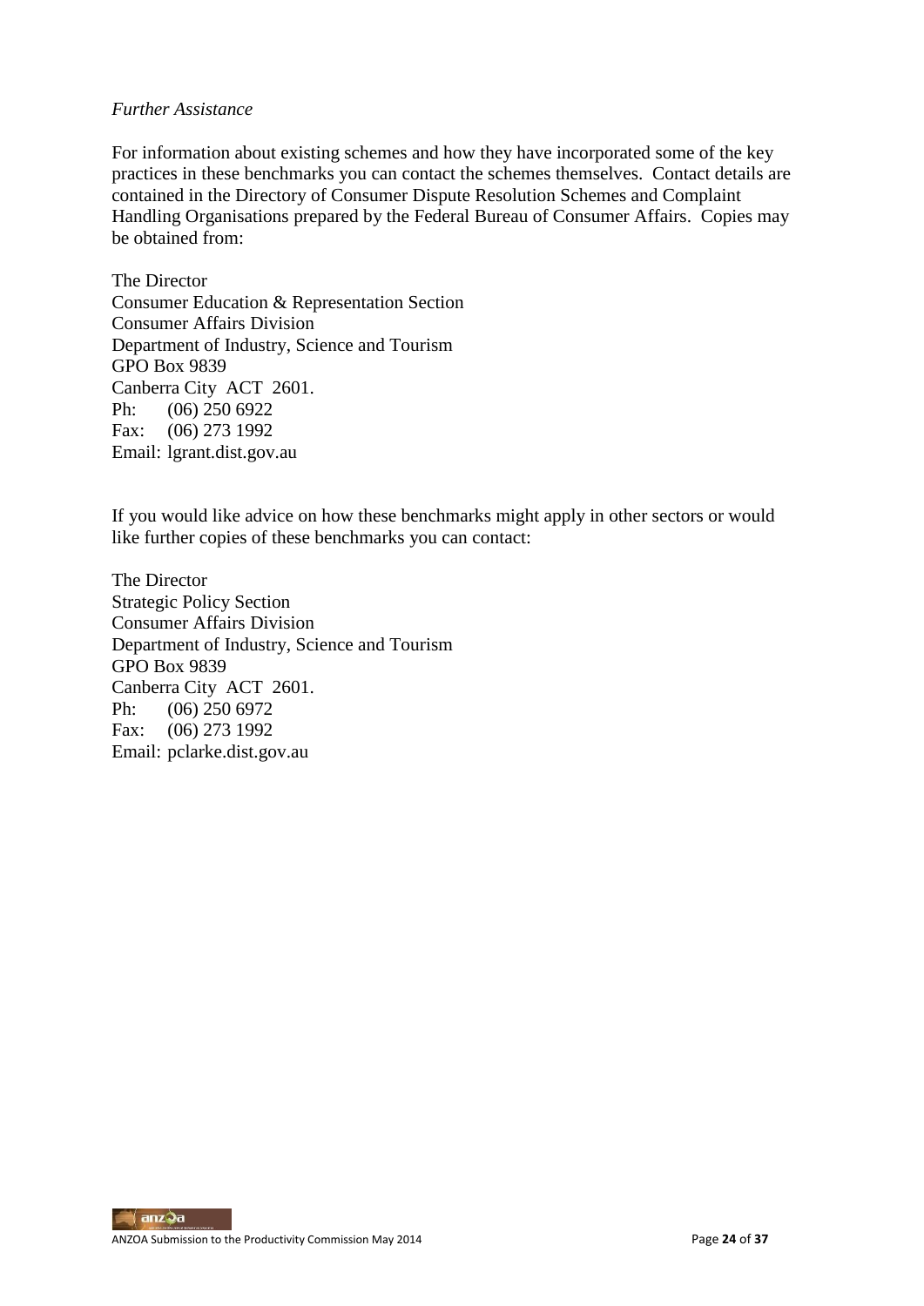*Further Assistance*

For information about existing schemes and how they have incorporated some of the key practices in these benchmarks you can contact the schemes themselves. Contact details are contained in the Directory of Consumer Dispute Resolution Schemes and Complaint Handling Organisations prepared by the Federal Bureau of Consumer Affairs. Copies may be obtained from:

The Director
Consumer Education & Representation Section
Consumer Affairs Division
Department of Industry, Science and Tourism
GPO Box 9839
Canberra City ACT 2601.
Ph: (06) 250 6922
Fax: (06) 273 1992
Email: lgrant.dist.gov.au

If you would like advice on how these benchmarks might apply in other sectors or would like further copies of these benchmarks you can contact:

The Director
Strategic Policy Section
Consumer Affairs Division
Department of Industry, Science and Tourism
GPO Box 9839
Canberra City ACT 2601.
Ph: (06) 250 6972
Fax: (06) 273 1992
Email: pclarke.dist.gov.au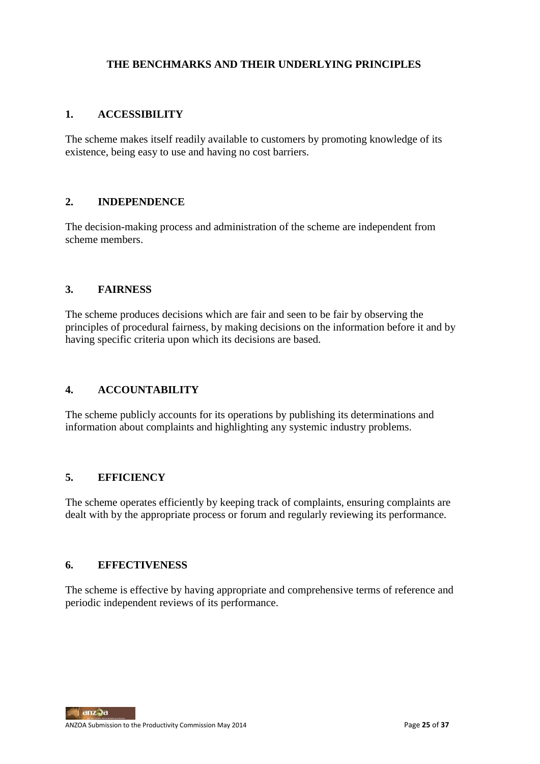# THE BENCHMARKS AND THEIR UNDERLYING PRINCIPLES

## 1. ACCESSIBILITY

The scheme makes itself readily available to customers by promoting knowledge of its existence, being easy to use and having no cost barriers.

## 2. INDEPENDENCE

The decision-making process and administration of the scheme are independent from scheme members.

## 3. FAIRNESS

The scheme produces decisions which are fair and seen to be fair by observing the principles of procedural fairness, by making decisions on the information before it and by having specific criteria upon which its decisions are based.

## 4. ACCOUNTABILITY

The scheme publicly accounts for its operations by publishing its determinations and information about complaints and highlighting any systemic industry problems.

## 5. EFFICIENCY

The scheme operates efficiently by keeping track of complaints, ensuring complaints are dealt with by the appropriate process or forum and regularly reviewing its performance.

## 6. EFFECTIVENESS

The scheme is effective by having appropriate and comprehensive terms of reference and periodic independent reviews of its performance.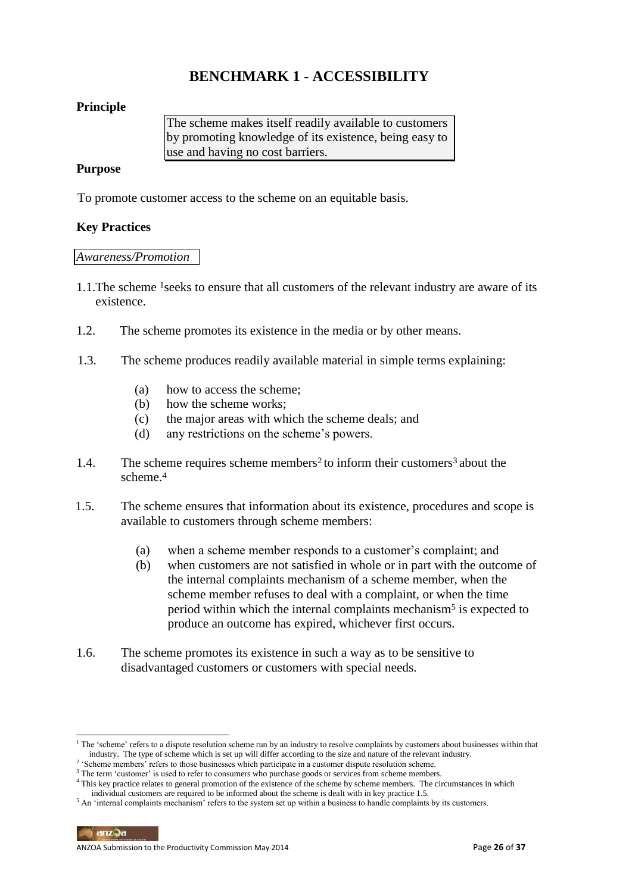# BENCHMARK 1 - ACCESSIBILITY

**Principle**

> The scheme makes itself readily available to customers by promoting knowledge of its existence, being easy to use and having no cost barriers.

**Purpose**

To promote customer access to the scheme on an equitable basis.

**Key Practices**

*Awareness/Promotion*

1.1. The scheme [1] seeks to ensure that all customers of the relevant industry are aware of its existence.

1.2. The scheme promotes its existence in the media or by other means.

1.3. The scheme produces readily available material in simple terms explaining:

   (a) how to access the scheme;
   (b) how the scheme works;
   (c) the major areas with which the scheme deals; and
   (d) any restrictions on the scheme's powers.

1.4. The scheme requires scheme members[2] to inform their customers[3] about the scheme.[4]

1.5. The scheme ensures that information about its existence, procedures and scope is available to customers through scheme members:

   (a) when a scheme member responds to a customer's complaint; and
   (b) when customers are not satisfied in whole or in part with the outcome of the internal complaints mechanism of a scheme member, when the scheme member refuses to deal with a complaint, or when the time period within which the internal complaints mechanism[5] is expected to produce an outcome has expired, whichever first occurs.

1.6. The scheme promotes its existence in such a way as to be sensitive to disadvantaged customers or customers with special needs.

---

[1] The 'scheme' refers to a dispute resolution scheme run by an industry to resolve complaints by customers about businesses within that industry. The type of scheme which is set up will differ according to the size and nature of the relevant industry.

[2] 'Scheme members' refers to those businesses which participate in a customer dispute resolution scheme.

[3] The term 'customer' is used to refer to consumers who purchase goods or services from scheme members.

[4] This key practice relates to general promotion of the existence of the scheme by scheme members. The circumstances in which individual customers are required to be informed about the scheme is dealt with in key practice 1.5.

[5] An 'internal complaints mechanism' refers to the system set up within a business to handle complaints by its customers.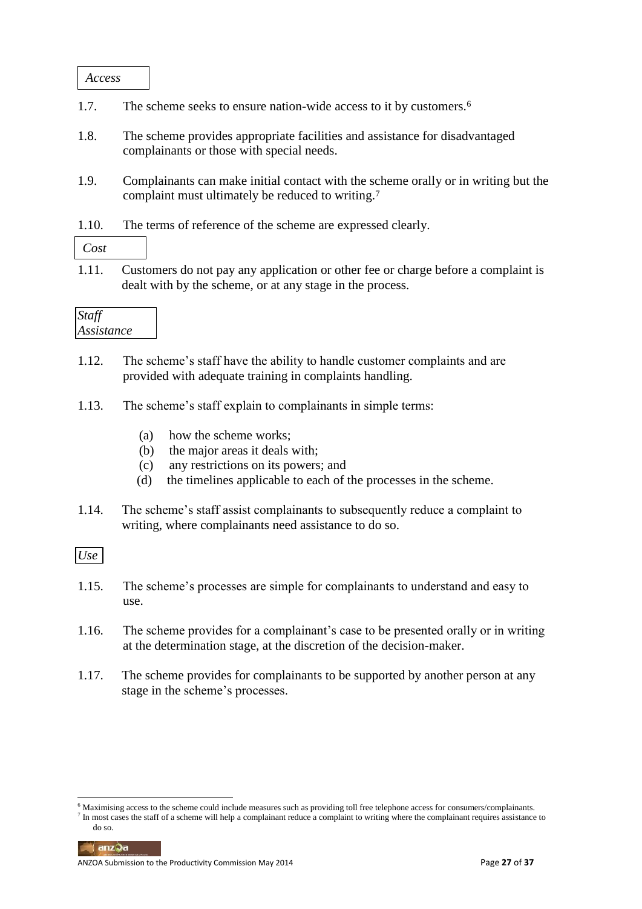*Access*

1.7. The scheme seeks to ensure nation-wide access to it by customers.[6]

1.8. The scheme provides appropriate facilities and assistance for disadvantaged complainants or those with special needs.

1.9. Complainants can make initial contact with the scheme orally or in writing but the complaint must ultimately be reduced to writing.[7]

1.10. The terms of reference of the scheme are expressed clearly.

*Cost*

1.11. Customers do not pay any application or other fee or charge before a complaint is dealt with by the scheme, or at any stage in the process.

*Staff Assistance*

1.12. The scheme's staff have the ability to handle customer complaints and are provided with adequate training in complaints handling.

1.13. The scheme's staff explain to complainants in simple terms:

- (a) how the scheme works;
- (b) the major areas it deals with;
- (c) any restrictions on its powers; and
- (d) the timelines applicable to each of the processes in the scheme.

1.14. The scheme's staff assist complainants to subsequently reduce a complaint to writing, where complainants need assistance to do so.

*Use*

1.15. The scheme's processes are simple for complainants to understand and easy to use.

1.16. The scheme provides for a complainant's case to be presented orally or in writing at the determination stage, at the discretion of the decision-maker.

1.17. The scheme provides for complainants to be supported by another person at any stage in the scheme's processes.

---

[6] Maximising access to the scheme could include measures such as providing toll free telephone access for consumers/complainants.

[7] In most cases the staff of a scheme will help a complainant reduce a complaint to writing where the complainant requires assistance to do so.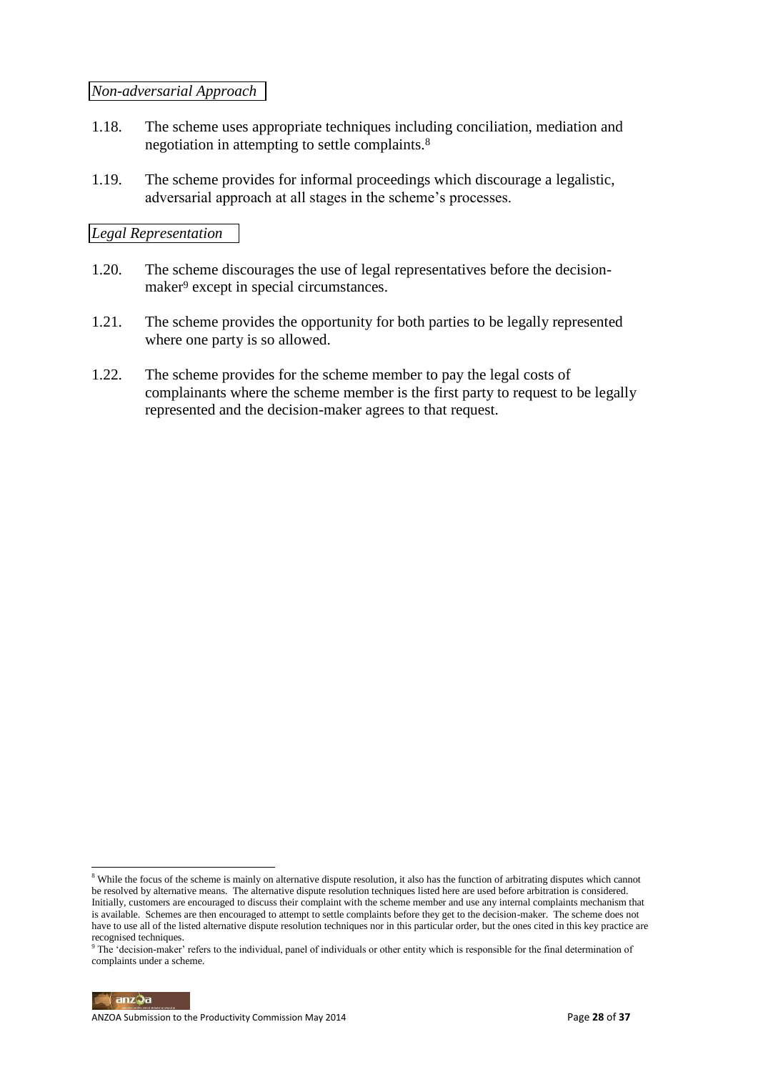*Non-adversarial Approach*

1.18. The scheme uses appropriate techniques including conciliation, mediation and negotiation in attempting to settle complaints.[8]

1.19. The scheme provides for informal proceedings which discourage a legalistic, adversarial approach at all stages in the scheme's processes.

*Legal Representation*

1.20. The scheme discourages the use of legal representatives before the decision-maker[9] except in special circumstances.

1.21. The scheme provides the opportunity for both parties to be legally represented where one party is so allowed.

1.22. The scheme provides for the scheme member to pay the legal costs of complainants where the scheme member is the first party to request to be legally represented and the decision-maker agrees to that request.

---

[8] While the focus of the scheme is mainly on alternative dispute resolution, it also has the function of arbitrating disputes which cannot be resolved by alternative means. The alternative dispute resolution techniques listed here are used before arbitration is considered. Initially, customers are encouraged to discuss their complaint with the scheme member and use any internal complaints mechanism that is available. Schemes are then encouraged to attempt to settle complaints before they get to the decision-maker. The scheme does not have to use all of the listed alternative dispute resolution techniques nor in this particular order, but the ones cited in this key practice are recognised techniques.

[9] The 'decision-maker' refers to the individual, panel of individuals or other entity which is responsible for the final determination of complaints under a scheme.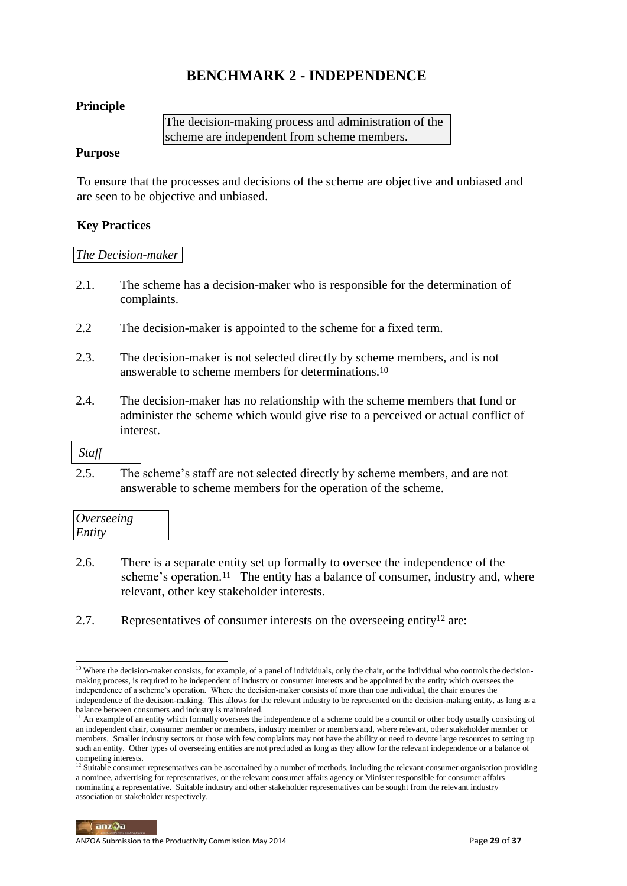# BENCHMARK 2 - INDEPENDENCE

**Principle**

The decision-making process and administration of the scheme are independent from scheme members.

**Purpose**

To ensure that the processes and decisions of the scheme are objective and unbiased and are seen to be objective and unbiased.

**Key Practices**

*The Decision-maker*

2.1. The scheme has a decision-maker who is responsible for the determination of complaints.

2.2 The decision-maker is appointed to the scheme for a fixed term.

2.3. The decision-maker is not selected directly by scheme members, and is not answerable to scheme members for determinations.[10]

2.4. The decision-maker has no relationship with the scheme members that fund or administer the scheme which would give rise to a perceived or actual conflict of interest.

*Staff*

2.5. The scheme's staff are not selected directly by scheme members, and are not answerable to scheme members for the operation of the scheme.

*Overseeing Entity*

2.6. There is a separate entity set up formally to oversee the independence of the scheme's operation.[11] The entity has a balance of consumer, industry and, where relevant, other key stakeholder interests.

2.7. Representatives of consumer interests on the overseeing entity[12] are:

---

[10] Where the decision-maker consists, for example, of a panel of individuals, only the chair, or the individual who controls the decision-making process, is required to be independent of industry or consumer interests and be appointed by the entity which oversees the independence of a scheme's operation. Where the decision-maker consists of more than one individual, the chair ensures the independence of the decision-making. This allows for the relevant industry to be represented on the decision-making entity, as long as a balance between consumers and industry is maintained.

[11] An example of an entity which formally oversees the independence of a scheme could be a council or other body usually consisting of an independent chair, consumer member or members, industry member or members and, where relevant, other stakeholder member or members. Smaller industry sectors or those with few complaints may not have the ability or need to devote large resources to setting up such an entity. Other types of overseeing entities are not precluded as long as they allow for the relevant independence or a balance of competing interests.

[12] Suitable consumer representatives can be ascertained by a number of methods, including the relevant consumer organisation providing a nominee, advertising for representatives, or the relevant consumer affairs agency or Minister responsible for consumer affairs nominating a representative. Suitable industry and other stakeholder representatives can be sought from the relevant industry association or stakeholder respectively.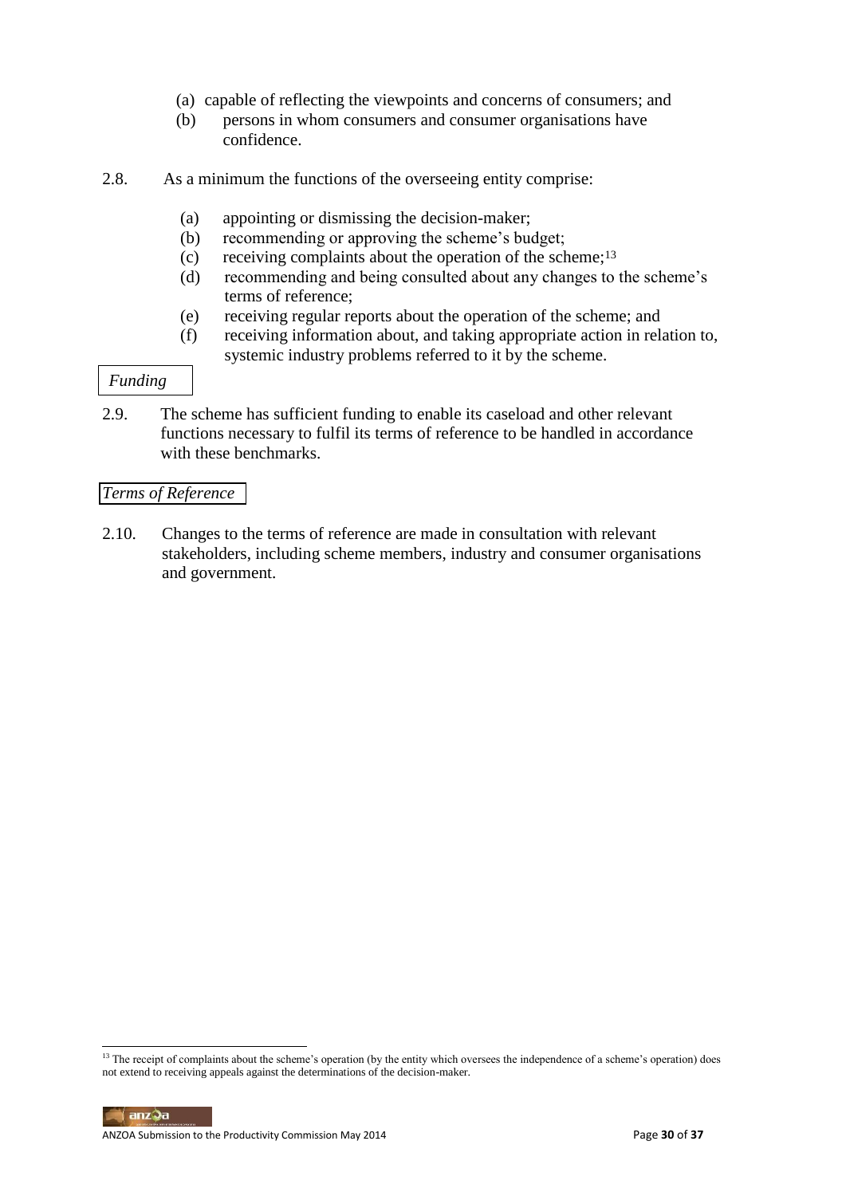(a) capable of reflecting the viewpoints and concerns of consumers; and
(b) persons in whom consumers and consumer organisations have confidence.

2.8. As a minimum the functions of the overseeing entity comprise:

(a) appointing or dismissing the decision-maker;
(b) recommending or approving the scheme's budget;
(c) receiving complaints about the operation of the scheme;[13]
(d) recommending and being consulted about any changes to the scheme's terms of reference;
(e) receiving regular reports about the operation of the scheme; and
(f) receiving information about, and taking appropriate action in relation to, systemic industry problems referred to it by the scheme.

*Funding*

2.9. The scheme has sufficient funding to enable its caseload and other relevant functions necessary to fulfil its terms of reference to be handled in accordance with these benchmarks.

*Terms of Reference*

2.10. Changes to the terms of reference are made in consultation with relevant stakeholders, including scheme members, industry and consumer organisations and government.

[13] The receipt of complaints about the scheme's operation (by the entity which oversees the independence of a scheme's operation) does not extend to receiving appeals against the determinations of the decision-maker.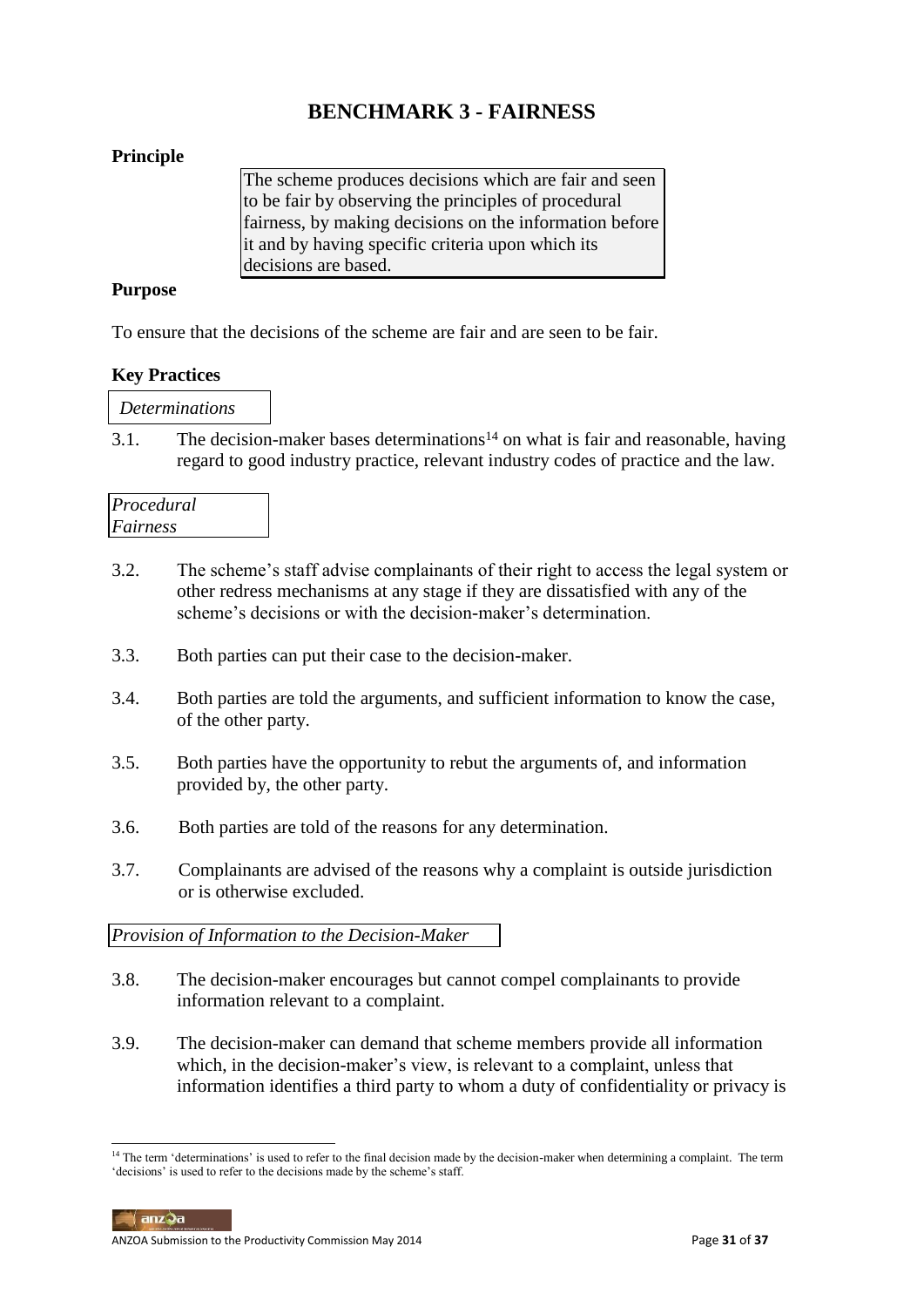# BENCHMARK 3 - FAIRNESS

**Principle**

> The scheme produces decisions which are fair and seen to be fair by observing the principles of procedural fairness, by making decisions on the information before it and by having specific criteria upon which its decisions are based.

**Purpose**

To ensure that the decisions of the scheme are fair and are seen to be fair.

**Key Practices**

*Determinations*

3.1. The decision-maker bases determinations[14] on what is fair and reasonable, having regard to good industry practice, relevant industry codes of practice and the law.

*Procedural Fairness*

3.2. The scheme's staff advise complainants of their right to access the legal system or other redress mechanisms at any stage if they are dissatisfied with any of the scheme's decisions or with the decision-maker's determination.

3.3. Both parties can put their case to the decision-maker.

3.4. Both parties are told the arguments, and sufficient information to know the case, of the other party.

3.5. Both parties have the opportunity to rebut the arguments of, and information provided by, the other party.

3.6. Both parties are told of the reasons for any determination.

3.7. Complainants are advised of the reasons why a complaint is outside jurisdiction or is otherwise excluded.

*Provision of Information to the Decision-Maker*

3.8. The decision-maker encourages but cannot compel complainants to provide information relevant to a complaint.

3.9. The decision-maker can demand that scheme members provide all information which, in the decision-maker's view, is relevant to a complaint, unless that information identifies a third party to whom a duty of confidentiality or privacy is

---

[14] The term 'determinations' is used to refer to the final decision made by the decision-maker when determining a complaint. The term 'decisions' is used to refer to the decisions made by the scheme's staff.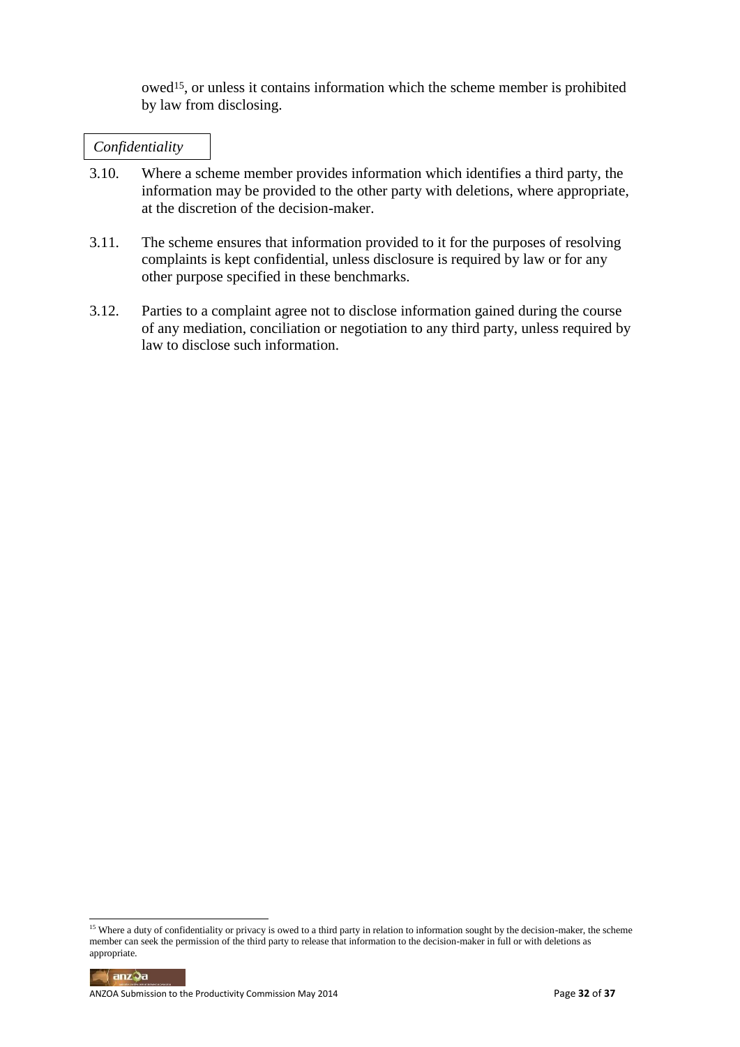owed[15], or unless it contains information which the scheme member is prohibited by law from disclosing.

*Confidentiality*

3.10. Where a scheme member provides information which identifies a third party, the information may be provided to the other party with deletions, where appropriate, at the discretion of the decision-maker.

3.11. The scheme ensures that information provided to it for the purposes of resolving complaints is kept confidential, unless disclosure is required by law or for any other purpose specified in these benchmarks.

3.12. Parties to a complaint agree not to disclose information gained during the course of any mediation, conciliation or negotiation to any third party, unless required by law to disclose such information.

[15] Where a duty of confidentiality or privacy is owed to a third party in relation to information sought by the decision-maker, the scheme member can seek the permission of the third party to release that information to the decision-maker in full or with deletions as appropriate.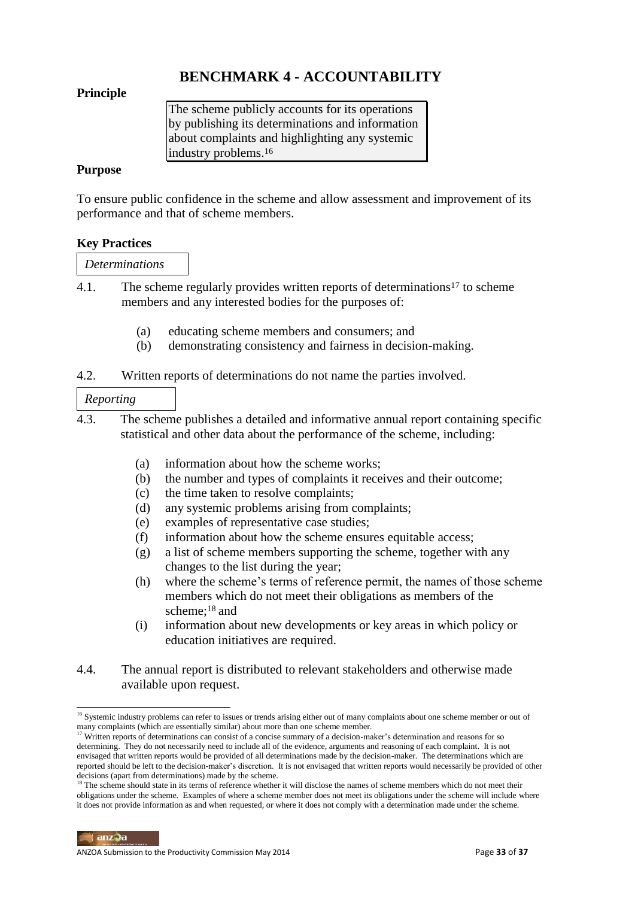# BENCHMARK 4 - ACCOUNTABILITY

**Principle**

> The scheme publicly accounts for its operations by publishing its determinations and information about complaints and highlighting any systemic industry problems.[16]

**Purpose**

To ensure public confidence in the scheme and allow assessment and improvement of its performance and that of scheme members.

**Key Practices**

*Determinations*

4.1. The scheme regularly provides written reports of determinations[17] to scheme members and any interested bodies for the purposes of:

- (a) educating scheme members and consumers; and
- (b) demonstrating consistency and fairness in decision-making.

4.2. Written reports of determinations do not name the parties involved.

*Reporting*

4.3. The scheme publishes a detailed and informative annual report containing specific statistical and other data about the performance of the scheme, including:

- (a) information about how the scheme works;
- (b) the number and types of complaints it receives and their outcome;
- (c) the time taken to resolve complaints;
- (d) any systemic problems arising from complaints;
- (e) examples of representative case studies;
- (f) information about how the scheme ensures equitable access;
- (g) a list of scheme members supporting the scheme, together with any changes to the list during the year;
- (h) where the scheme's terms of reference permit, the names of those scheme members which do not meet their obligations as members of the scheme;[18] and
- (i) information about new developments or key areas in which policy or education initiatives are required.

4.4. The annual report is distributed to relevant stakeholders and otherwise made available upon request.

---

[16] Systemic industry problems can refer to issues or trends arising either out of many complaints about one scheme member or out of many complaints (which are essentially similar) about more than one scheme member.

[17] Written reports of determinations can consist of a concise summary of a decision-maker's determination and reasons for so determining. They do not necessarily need to include all of the evidence, arguments and reasoning of each complaint. It is not envisaged that written reports would be provided of all determinations made by the decision-maker. The determinations which are reported should be left to the decision-maker's discretion. It is not envisaged that written reports would necessarily be provided of other decisions (apart from determinations) made by the scheme.

[18] The scheme should state in its terms of reference whether it will disclose the names of scheme members which do not meet their obligations under the scheme. Examples of where a scheme member does not meet its obligations under the scheme will include where it does not provide information as and when requested, or where it does not comply with a determination made under the scheme.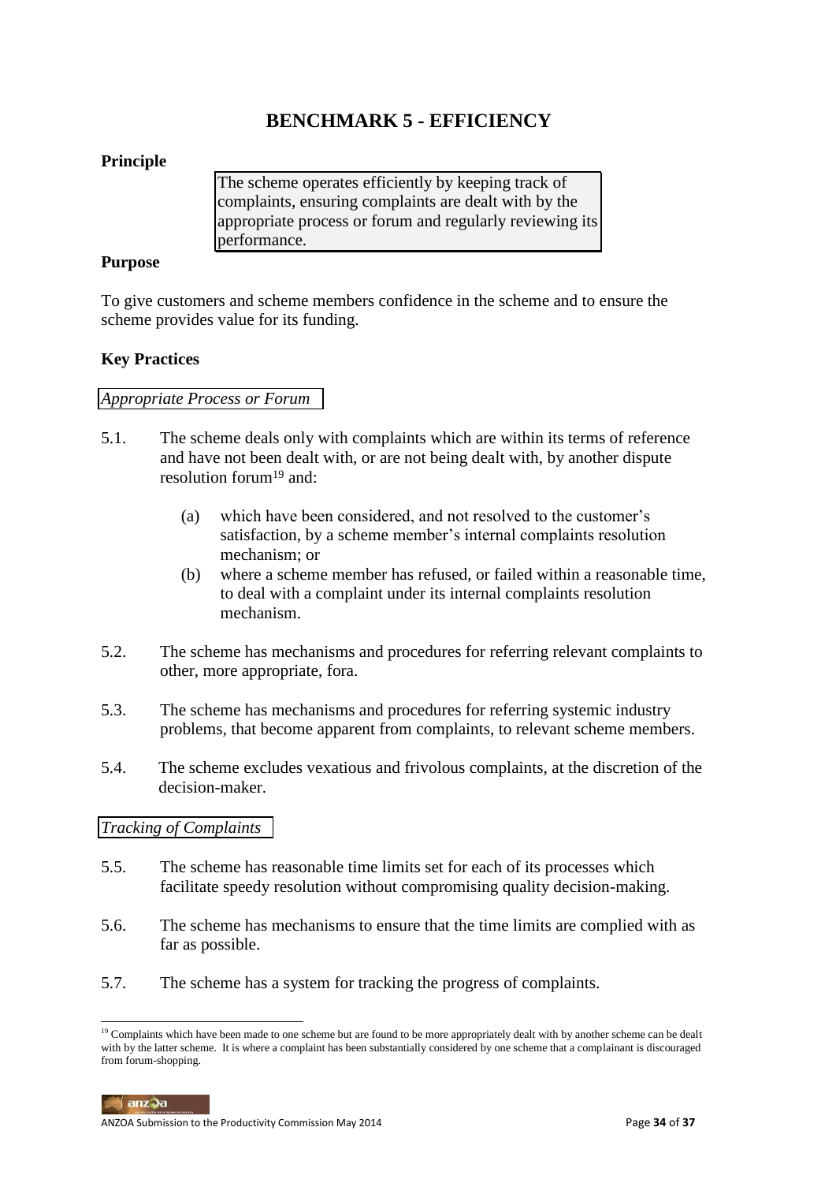# BENCHMARK 5 - EFFICIENCY

**Principle**

> The scheme operates efficiently by keeping track of complaints, ensuring complaints are dealt with by the appropriate process or forum and regularly reviewing its performance.

**Purpose**

To give customers and scheme members confidence in the scheme and to ensure the scheme provides value for its funding.

**Key Practices**

*Appropriate Process or Forum*

5.1. The scheme deals only with complaints which are within its terms of reference and have not been dealt with, or are not being dealt with, by another dispute resolution forum[19] and:

   (a) which have been considered, and not resolved to the customer's satisfaction, by a scheme member's internal complaints resolution mechanism; or

   (b) where a scheme member has refused, or failed within a reasonable time, to deal with a complaint under its internal complaints resolution mechanism.

5.2. The scheme has mechanisms and procedures for referring relevant complaints to other, more appropriate, fora.

5.3. The scheme has mechanisms and procedures for referring systemic industry problems, that become apparent from complaints, to relevant scheme members.

5.4. The scheme excludes vexatious and frivolous complaints, at the discretion of the decision-maker.

*Tracking of Complaints*

5.5. The scheme has reasonable time limits set for each of its processes which facilitate speedy resolution without compromising quality decision-making.

5.6. The scheme has mechanisms to ensure that the time limits are complied with as far as possible.

5.7. The scheme has a system for tracking the progress of complaints.

---

[19] Complaints which have been made to one scheme but are found to be more appropriately dealt with by another scheme can be dealt with by the latter scheme. It is where a complaint has been substantially considered by one scheme that a complainant is discouraged from forum-shopping.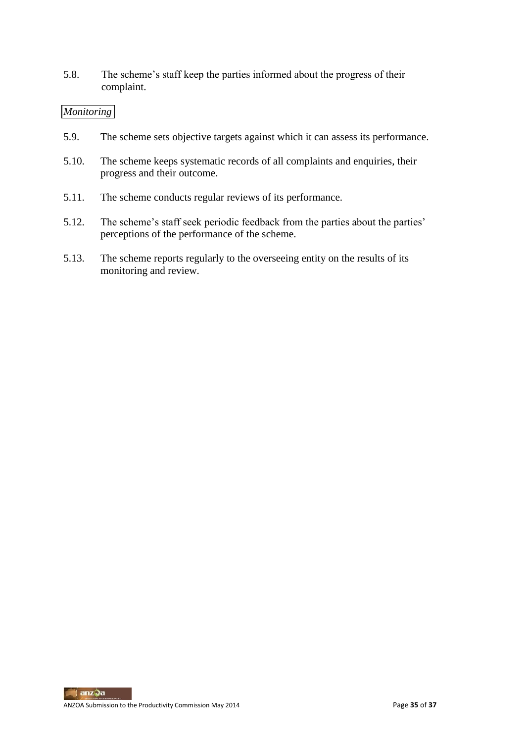5.8. The scheme's staff keep the parties informed about the progress of their complaint.

*Monitoring*

5.9. The scheme sets objective targets against which it can assess its performance.

5.10. The scheme keeps systematic records of all complaints and enquiries, their progress and their outcome.

5.11. The scheme conducts regular reviews of its performance.

5.12. The scheme's staff seek periodic feedback from the parties about the parties' perceptions of the performance of the scheme.

5.13. The scheme reports regularly to the overseeing entity on the results of its monitoring and review.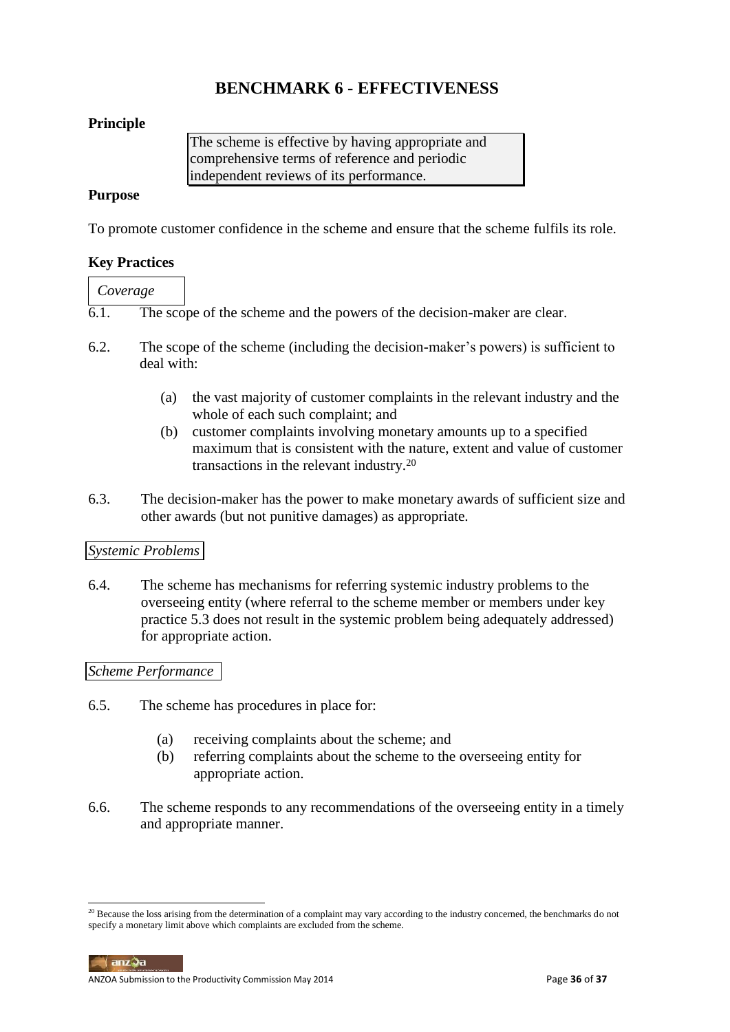# BENCHMARK 6 - EFFECTIVENESS

**Principle**

> The scheme is effective by having appropriate and comprehensive terms of reference and periodic independent reviews of its performance.

**Purpose**

To promote customer confidence in the scheme and ensure that the scheme fulfils its role.

**Key Practices**

*Coverage*

6.1. The scope of the scheme and the powers of the decision-maker are clear.

6.2. The scope of the scheme (including the decision-maker's powers) is sufficient to deal with:

(a) the vast majority of customer complaints in the relevant industry and the whole of each such complaint; and

(b) customer complaints involving monetary amounts up to a specified maximum that is consistent with the nature, extent and value of customer transactions in the relevant industry.[20]

6.3. The decision-maker has the power to make monetary awards of sufficient size and other awards (but not punitive damages) as appropriate.

*Systemic Problems*

6.4. The scheme has mechanisms for referring systemic industry problems to the overseeing entity (where referral to the scheme member or members under key practice 5.3 does not result in the systemic problem being adequately addressed) for appropriate action.

*Scheme Performance*

6.5. The scheme has procedures in place for:

(a) receiving complaints about the scheme; and

(b) referring complaints about the scheme to the overseeing entity for appropriate action.

6.6. The scheme responds to any recommendations of the overseeing entity in a timely and appropriate manner.

---

[20] Because the loss arising from the determination of a complaint may vary according to the industry concerned, the benchmarks do not specify a monetary limit above which complaints are excluded from the scheme.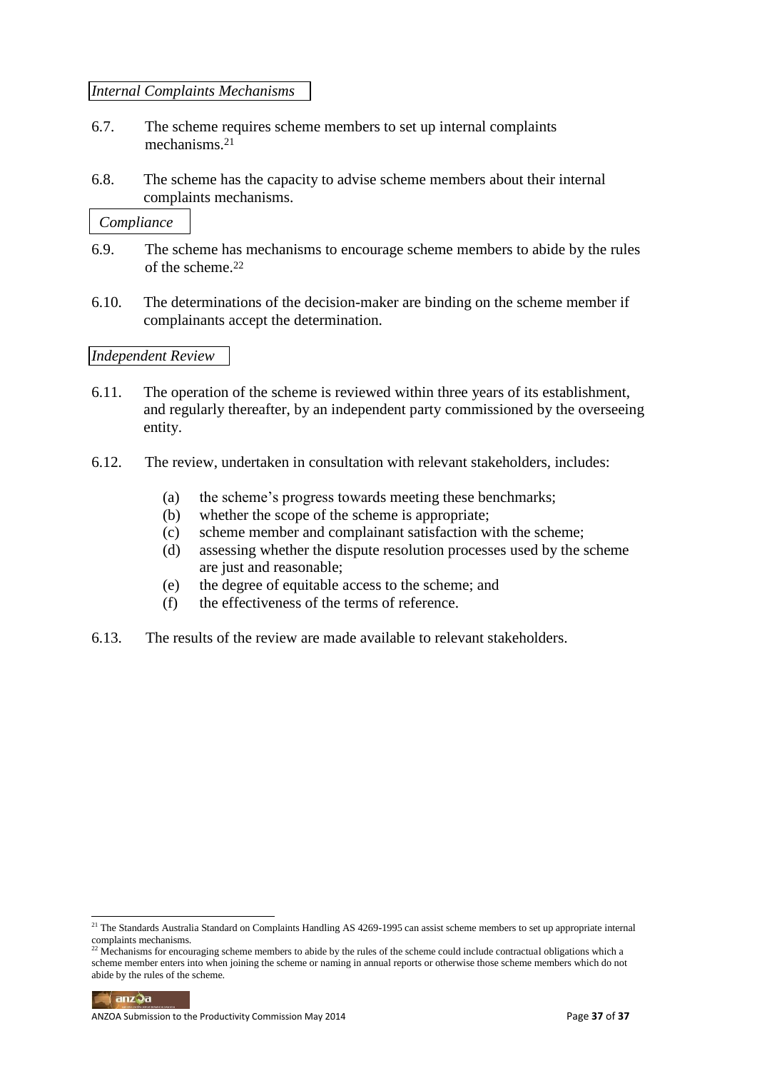*Internal Complaints Mechanisms*

6.7. The scheme requires scheme members to set up internal complaints mechanisms.[21]

6.8. The scheme has the capacity to advise scheme members about their internal complaints mechanisms.

*Compliance*

6.9. The scheme has mechanisms to encourage scheme members to abide by the rules of the scheme.[22]

6.10. The determinations of the decision-maker are binding on the scheme member if complainants accept the determination.

*Independent Review*

6.11. The operation of the scheme is reviewed within three years of its establishment, and regularly thereafter, by an independent party commissioned by the overseeing entity.

6.12. The review, undertaken in consultation with relevant stakeholders, includes:

(a) the scheme's progress towards meeting these benchmarks;
(b) whether the scope of the scheme is appropriate;
(c) scheme member and complainant satisfaction with the scheme;
(d) assessing whether the dispute resolution processes used by the scheme are just and reasonable;
(e) the degree of equitable access to the scheme; and
(f) the effectiveness of the terms of reference.

6.13. The results of the review are made available to relevant stakeholders.

---

[21] The Standards Australia Standard on Complaints Handling AS 4269-1995 can assist scheme members to set up appropriate internal complaints mechanisms.

[22] Mechanisms for encouraging scheme members to abide by the rules of the scheme could include contractual obligations which a scheme member enters into when joining the scheme or naming in annual reports or otherwise those scheme members which do not abide by the rules of the scheme.